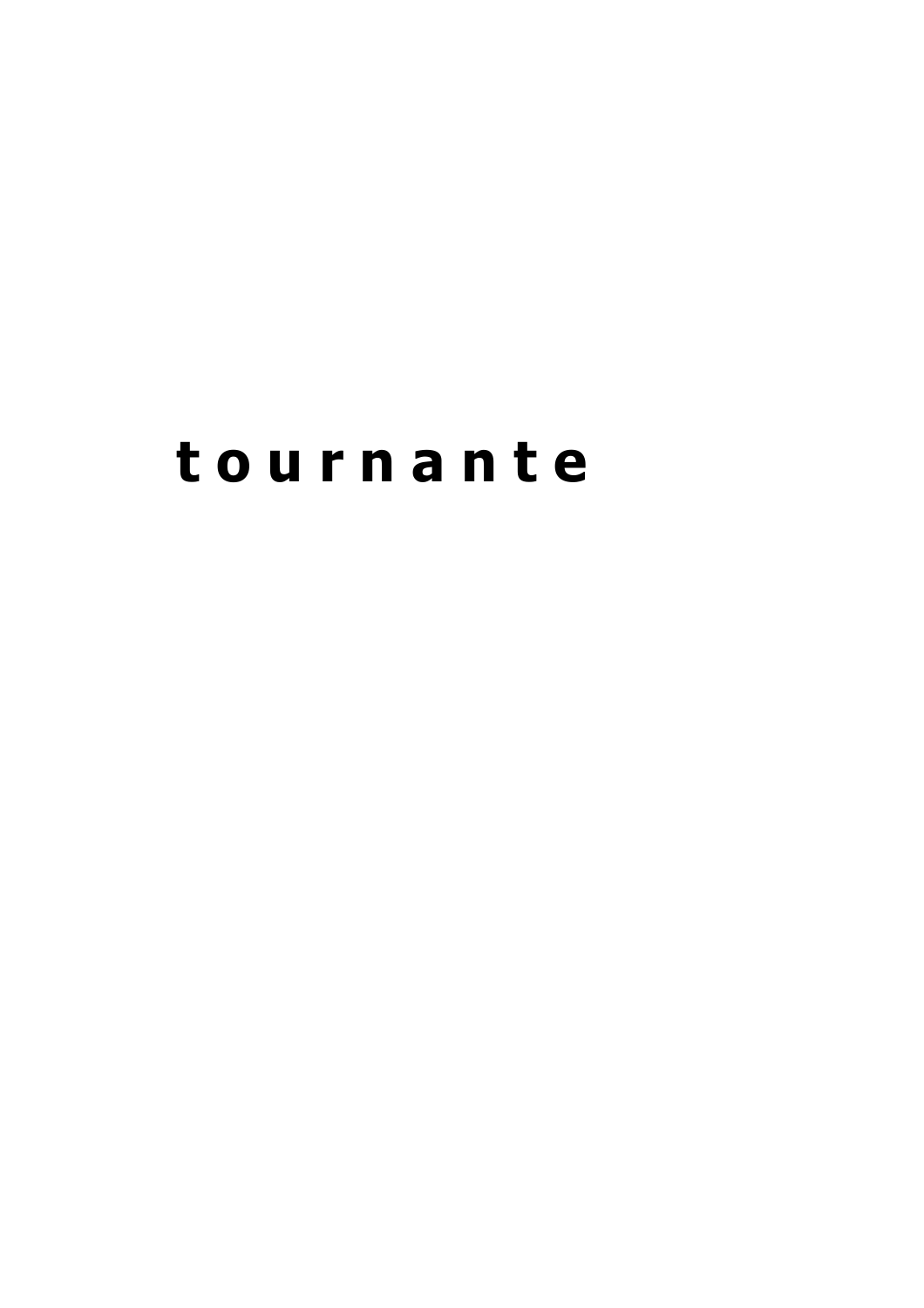# t o u r n a n t e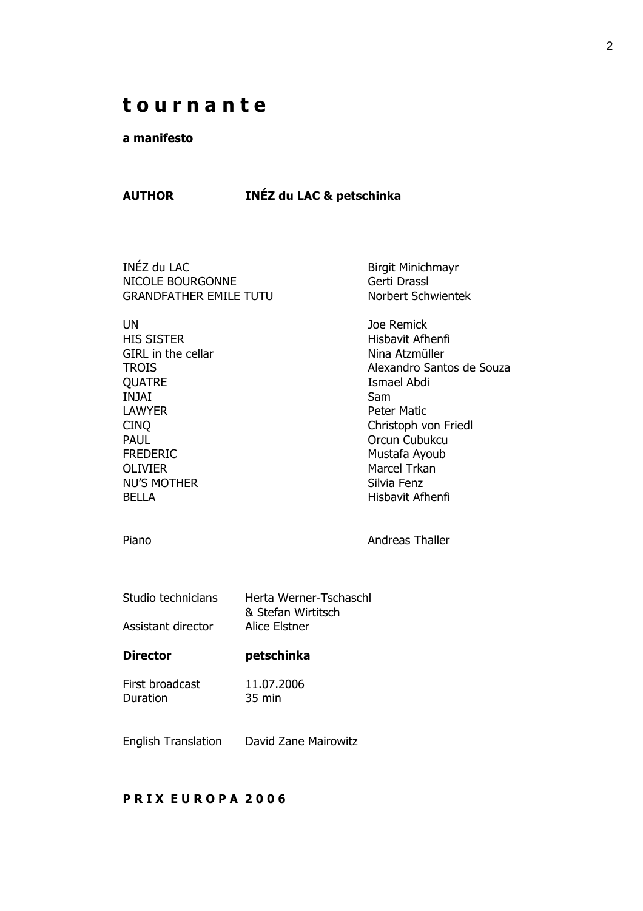# t o u r n a n t e

**a manifesto**

**AUTHOR** **INÉZ du LAC & petschinka**

| | |
|---|---|
| INÉZ du LAC | Birgit Minichmayr |
| NICOLE BOURGONNE | Gerti Drassl |
| GRANDFATHER EMILE TUTU | Norbert Schwientek |
| | |
| UN | Joe Remick |
| HIS SISTER | Hisbavit Afhenfi |
| GIRL in the cellar | Nina Atzmüller |
| TROIS | Alexandro Santos de Souza |
| QUATRE | Ismael Abdi |
| INJAI | Sam |
| LAWYER | Peter Matic |
| CINQ | Christoph von Friedl |
| PAUL | Orcun Cubukcu |
| FREDERIC | Mustafa Ayoub |
| OLIVIER | Marcel Trkan |
| NU'S MOTHER | Silvia Fenz |
| BELLA | Hisbavit Afhenfi |
| | |
| Piano | Andreas Thaller |

Studio technicians Herta Werner-Tschaschl & Stefan Wirtitsch
Assistant director Alice Elstner

**Director** **petschinka**

First broadcast 11.07.2006
Duration 35 min

English Translation David Zane Mairowitz

**P R I X E U R O P A 2 0 0 6**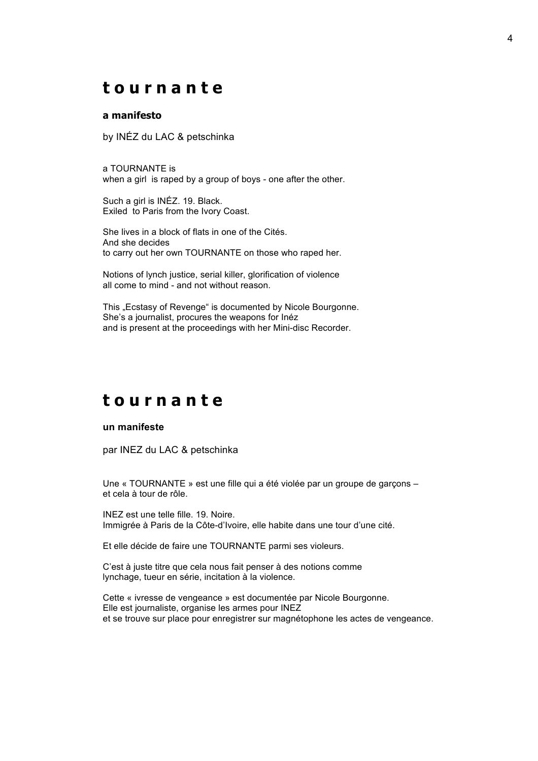# t o u r n a n t e

**a manifesto**

by INÉZ du LAC & petschinka

a TOURNANTE is
when a girl is raped by a group of boys - one after the other.

Such a girl is INÉZ. 19. Black.
Exiled to Paris from the Ivory Coast.

She lives in a block of flats in one of the Cités.
And she decides
to carry out her own TOURNANTE on those who raped her.

Notions of lynch justice, serial killer, glorification of violence
all come to mind - and not without reason.

This „Ecstasy of Revenge" is documented by Nicole Bourgonne.
She's a journalist, procures the weapons for Inéz
and is present at the proceedings with her Mini-disc Recorder.

# t o u r n a n t e

**un manifeste**

par INEZ du LAC & petschinka

Une « TOURNANTE » est une fille qui a été violée par un groupe de garçons –
et cela à tour de rôle.

INEZ est une telle fille. 19. Noire.
Immigrée à Paris de la Côte-d'Ivoire, elle habite dans une tour d'une cité.

Et elle décide de faire une TOURNANTE parmi ses violeurs.

C'est à juste titre que cela nous fait penser à des notions comme
lynchage, tueur en série, incitation à la violence.

Cette « ivresse de vengeance » est documentée par Nicole Bourgonne.
Elle est journaliste, organise les armes pour INEZ
et se trouve sur place pour enregistrer sur magnétophone les actes de vengeance.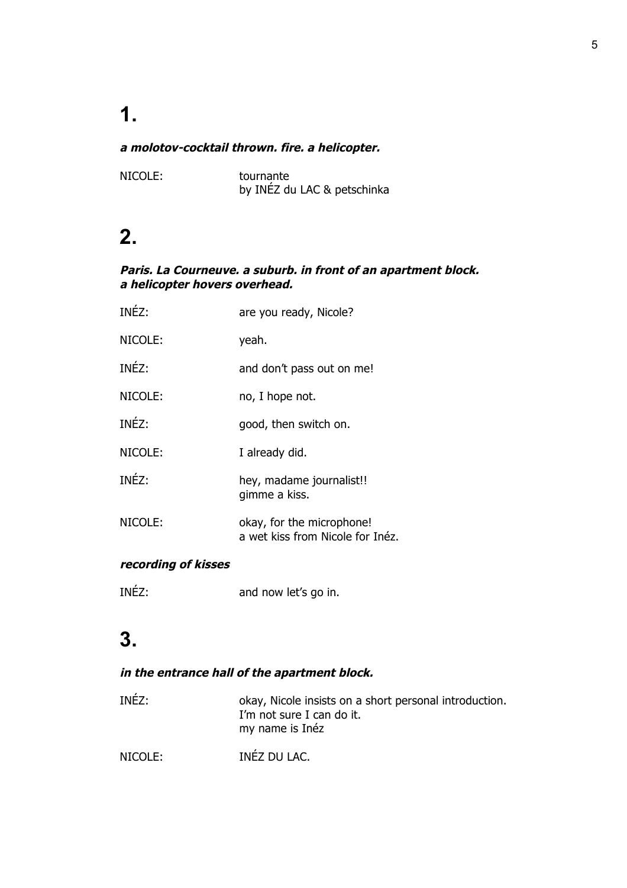# 1.

***a molotov-cocktail thrown. fire. a helicopter.***

NICOLE: tournante
by INÉZ du LAC & petschinka

# 2.

***Paris. La Courneuve. a suburb. in front of an apartment block.***
***a helicopter hovers overhead.***

INÉZ: are you ready, Nicole?

NICOLE: yeah.

INÉZ: and don't pass out on me!

NICOLE: no, I hope not.

INÉZ: good, then switch on.

NICOLE: I already did.

INÉZ: hey, madame journalist!!
gimme a kiss.

NICOLE: okay, for the microphone!
a wet kiss from Nicole for Inéz.

***recording of kisses***

INÉZ: and now let's go in.

# 3.

***in the entrance hall of the apartment block.***

INÉZ: okay, Nicole insists on a short personal introduction.
I'm not sure I can do it.
my name is Inéz

NICOLE: INÉZ DU LAC.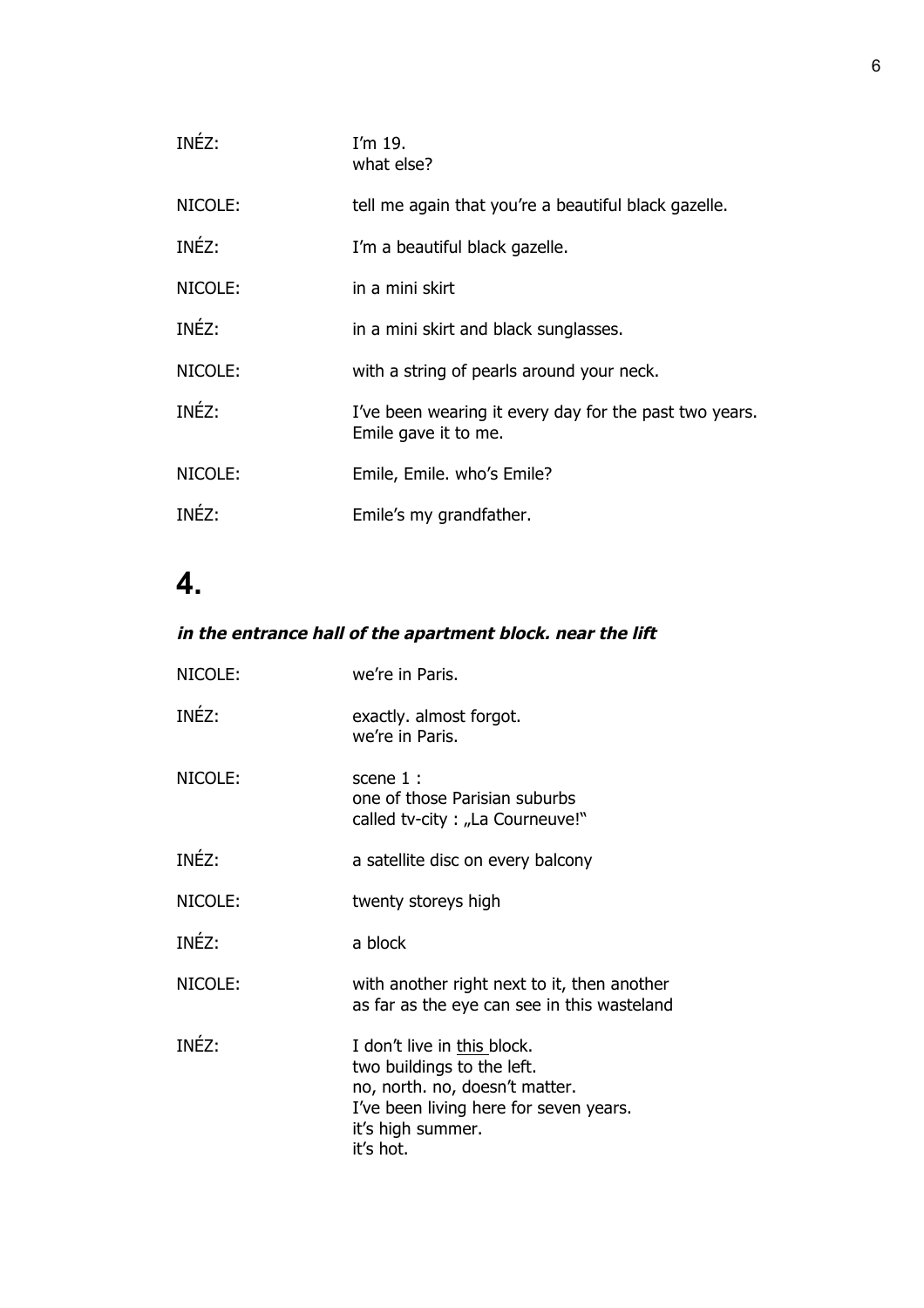INÉZ: I'm 19.  
what else?

NICOLE: tell me again that you're a beautiful black gazelle.

INÉZ: I'm a beautiful black gazelle.

NICOLE: in a mini skirt

INÉZ: in a mini skirt and black sunglasses.

NICOLE: with a string of pearls around your neck.

INÉZ: I've been wearing it every day for the past two years.  
Emile gave it to me.

NICOLE: Emile, Emile. who's Emile?

INÉZ: Emile's my grandfather.

# 4.

***in the entrance hall of the apartment block. near the lift***

NICOLE: we're in Paris.

INÉZ: exactly. almost forgot.  
we're in Paris.

NICOLE: scene 1 :  
one of those Parisian suburbs  
called tv-city : „La Courneuve!"

INÉZ: a satellite disc on every balcony

NICOLE: twenty storeys high

INÉZ: a block

NICOLE: with another right next to it, then another  
as far as the eye can see in this wasteland

INÉZ: I don't live in <u>this</u> block.  
two buildings to the left.  
no, north. no, doesn't matter.  
I've been living here for seven years.  
it's high summer.  
it's hot.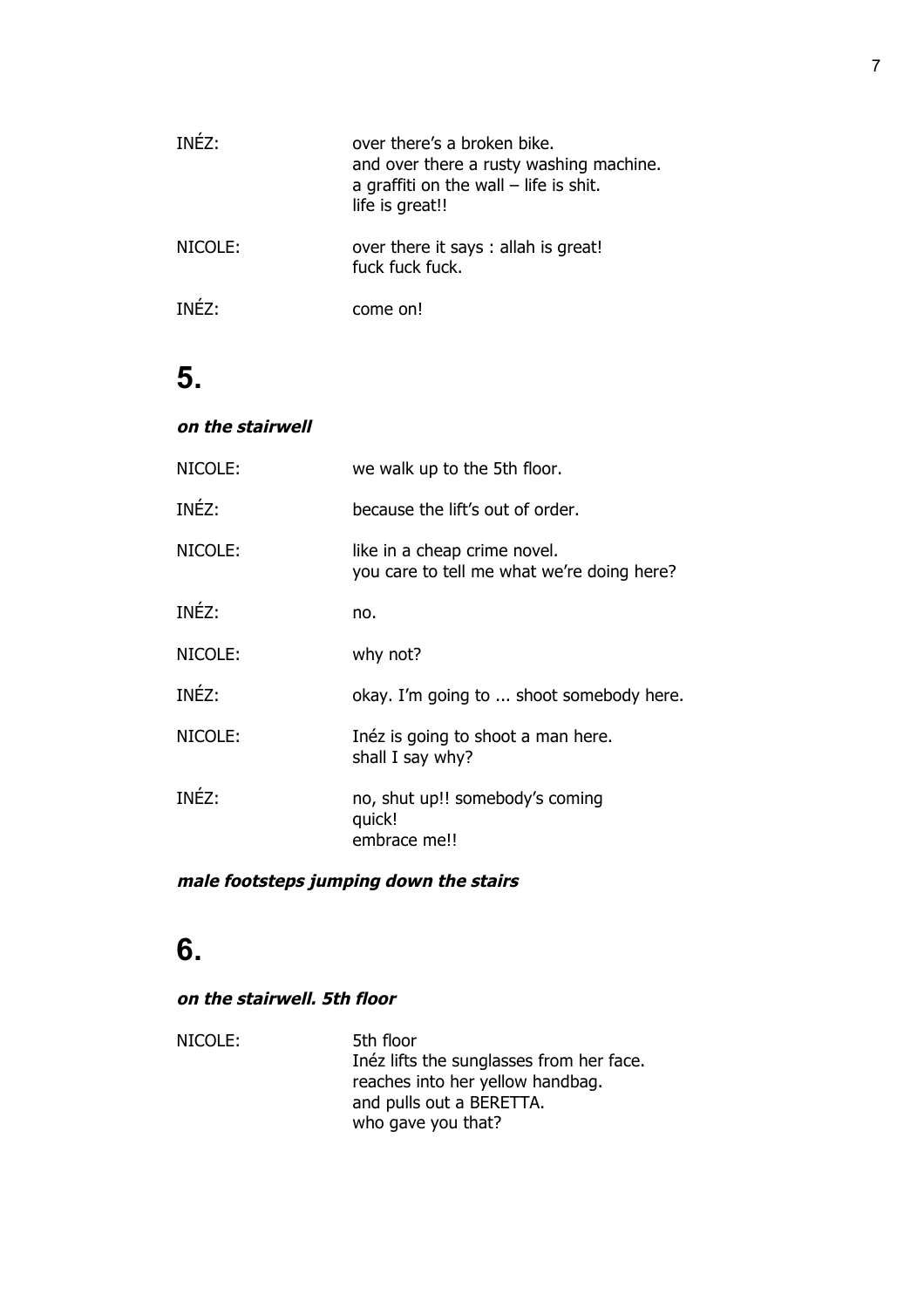INÉZ: over there's a broken bike.
and over there a rusty washing machine.
a graffiti on the wall – life is shit.
life is great!!

NICOLE: over there it says : allah is great!
fuck fuck fuck.

INÉZ: come on!

# 5.

***on the stairwell***

NICOLE: we walk up to the 5th floor.

INÉZ: because the lift's out of order.

NICOLE: like in a cheap crime novel.
you care to tell me what we're doing here?

INÉZ: no.

NICOLE: why not?

INÉZ: okay. I'm going to ... shoot somebody here.

NICOLE: Inéz is going to shoot a man here.
shall I say why?

INÉZ: no, shut up!! somebody's coming
quick!
embrace me!!

***male footsteps jumping down the stairs***

# 6.

***on the stairwell. 5th floor***

NICOLE: 5th floor
Inéz lifts the sunglasses from her face.
reaches into her yellow handbag.
and pulls out a BERETTA.
who gave you that?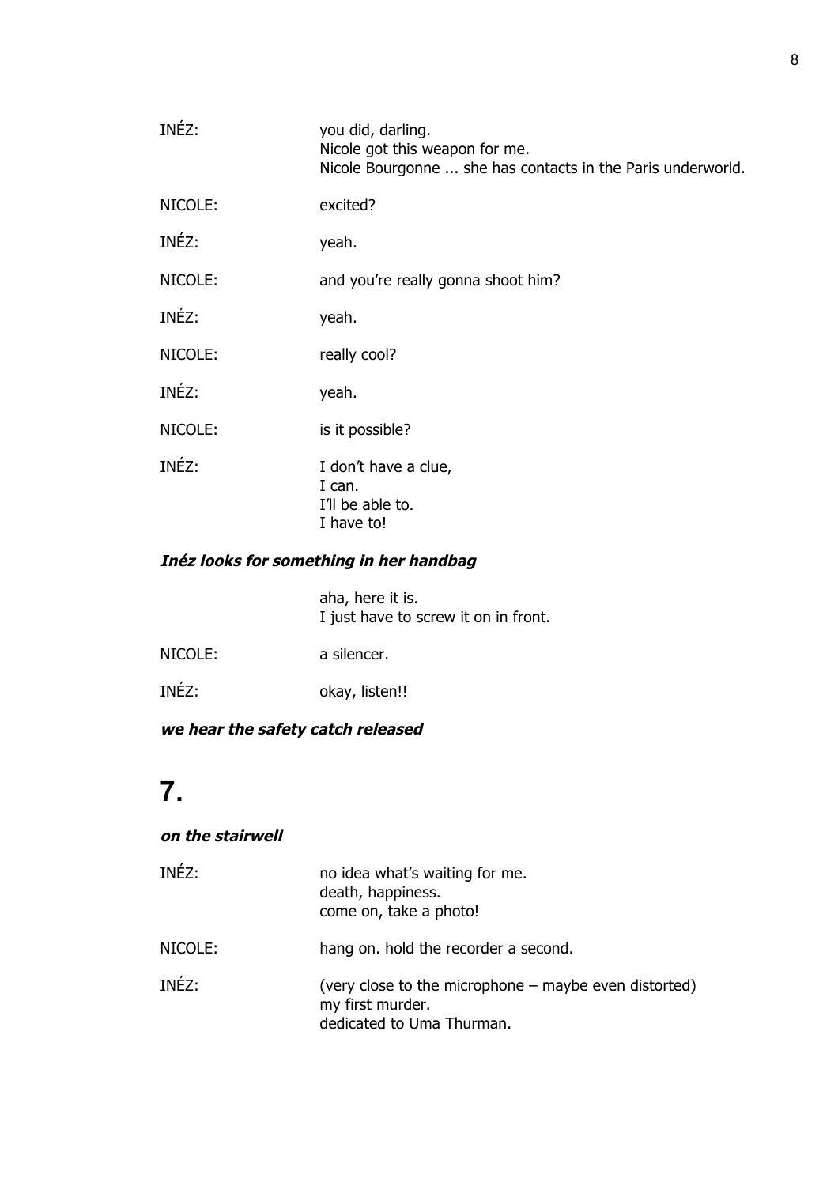INÉZ: you did, darling.
Nicole got this weapon for me.
Nicole Bourgonne ... she has contacts in the Paris underworld.

NICOLE: excited?

INÉZ: yeah.

NICOLE: and you're really gonna shoot him?

INÉZ: yeah.

NICOLE: really cool?

INÉZ: yeah.

NICOLE: is it possible?

INÉZ: I don't have a clue,
I can.
I'll be able to.
I have to!

***Inéz looks for something in her handbag***

aha, here it is.
I just have to screw it on in front.

NICOLE: a silencer.

INÉZ: okay, listen!!

***we hear the safety catch released***

# 7.

***on the stairwell***

INÉZ: no idea what's waiting for me.
death, happiness.
come on, take a photo!

NICOLE: hang on. hold the recorder a second.

INÉZ: (very close to the microphone – maybe even distorted)
my first murder.
dedicated to Uma Thurman.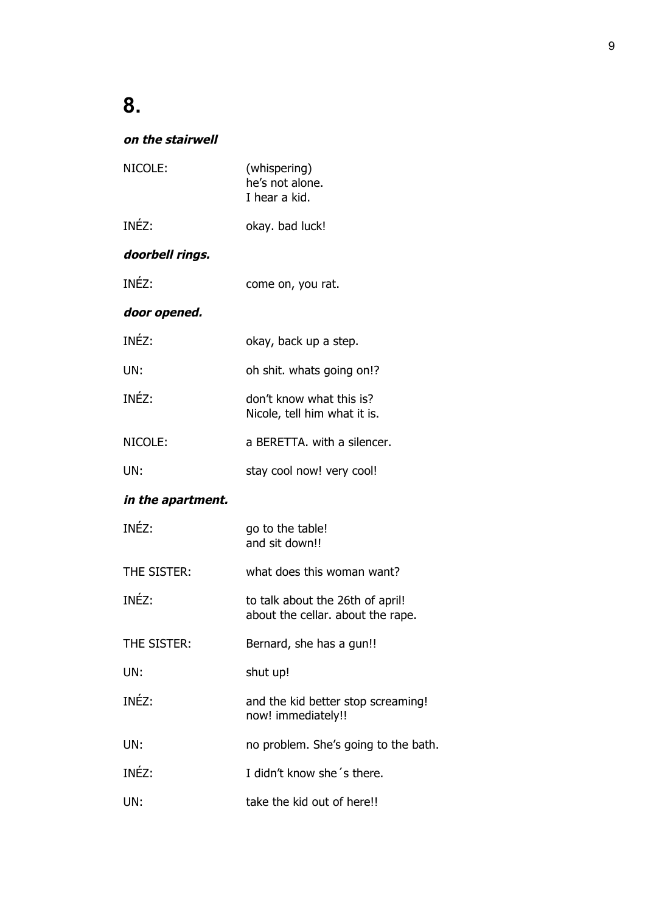# 8.

***on the stairwell***

NICOLE: (whispering)
he's not alone.
I hear a kid.

INÉZ: okay. bad luck!

***doorbell rings.***

INÉZ: come on, you rat.

***door opened.***

INÉZ: okay, back up a step.

UN: oh shit. whats going on!?

INÉZ: don't know what this is?
Nicole, tell him what it is.

NICOLE: a BERETTA. with a silencer.

UN: stay cool now! very cool!

***in the apartment.***

INÉZ: go to the table!
and sit down!!

THE SISTER: what does this woman want?

INÉZ: to talk about the 26th of april!
about the cellar. about the rape.

THE SISTER: Bernard, she has a gun!!

UN: shut up!

INÉZ: and the kid better stop screaming!
now! immediately!!

UN: no problem. She's going to the bath.

INÉZ: I didn't know she´s there.

UN: take the kid out of here!!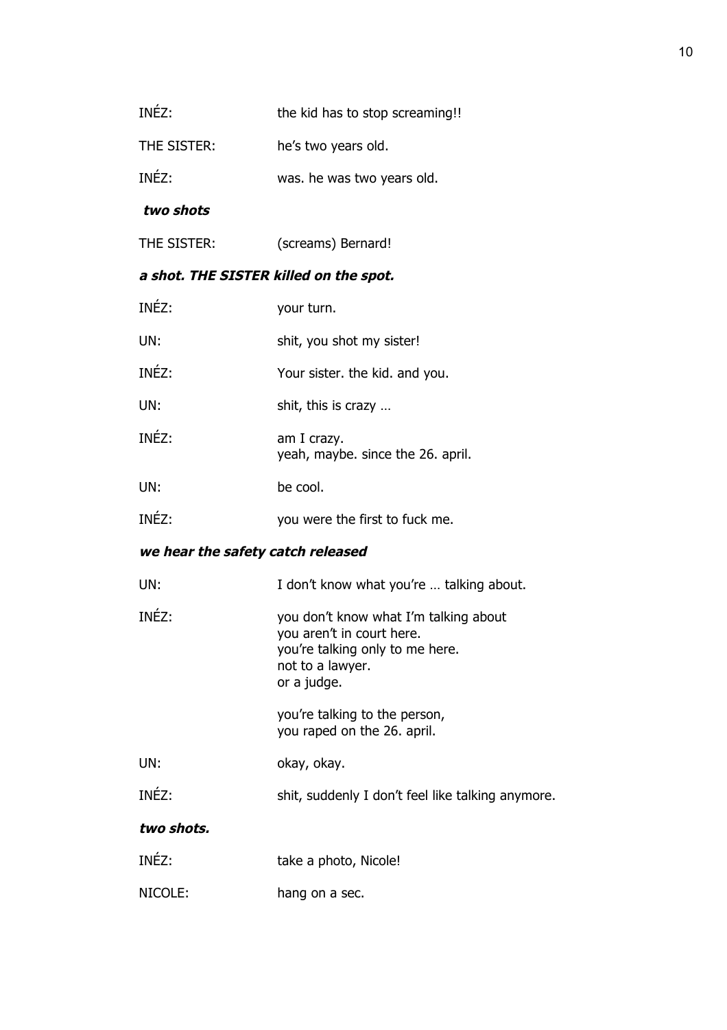INÉZ: the kid has to stop screaming!!

THE SISTER: he's two years old.

INÉZ: was. he was two years old.

***two shots***

THE SISTER: (screams) Bernard!

***a shot. THE SISTER killed on the spot.***

INÉZ: your turn.

UN: shit, you shot my sister!

INÉZ: Your sister. the kid. and you.

UN: shit, this is crazy …

INÉZ: am I crazy.
yeah, maybe. since the 26. april.

UN: be cool.

INÉZ: you were the first to fuck me.

***we hear the safety catch released***

UN: I don't know what you're … talking about.

INÉZ: you don't know what I'm talking about
you aren't in court here.
you're talking only to me here.
not to a lawyer.
or a judge.

you're talking to the person,
you raped on the 26. april.

UN: okay, okay.

INÉZ: shit, suddenly I don't feel like talking anymore.

***two shots.***

INÉZ: take a photo, Nicole!

NICOLE: hang on a sec.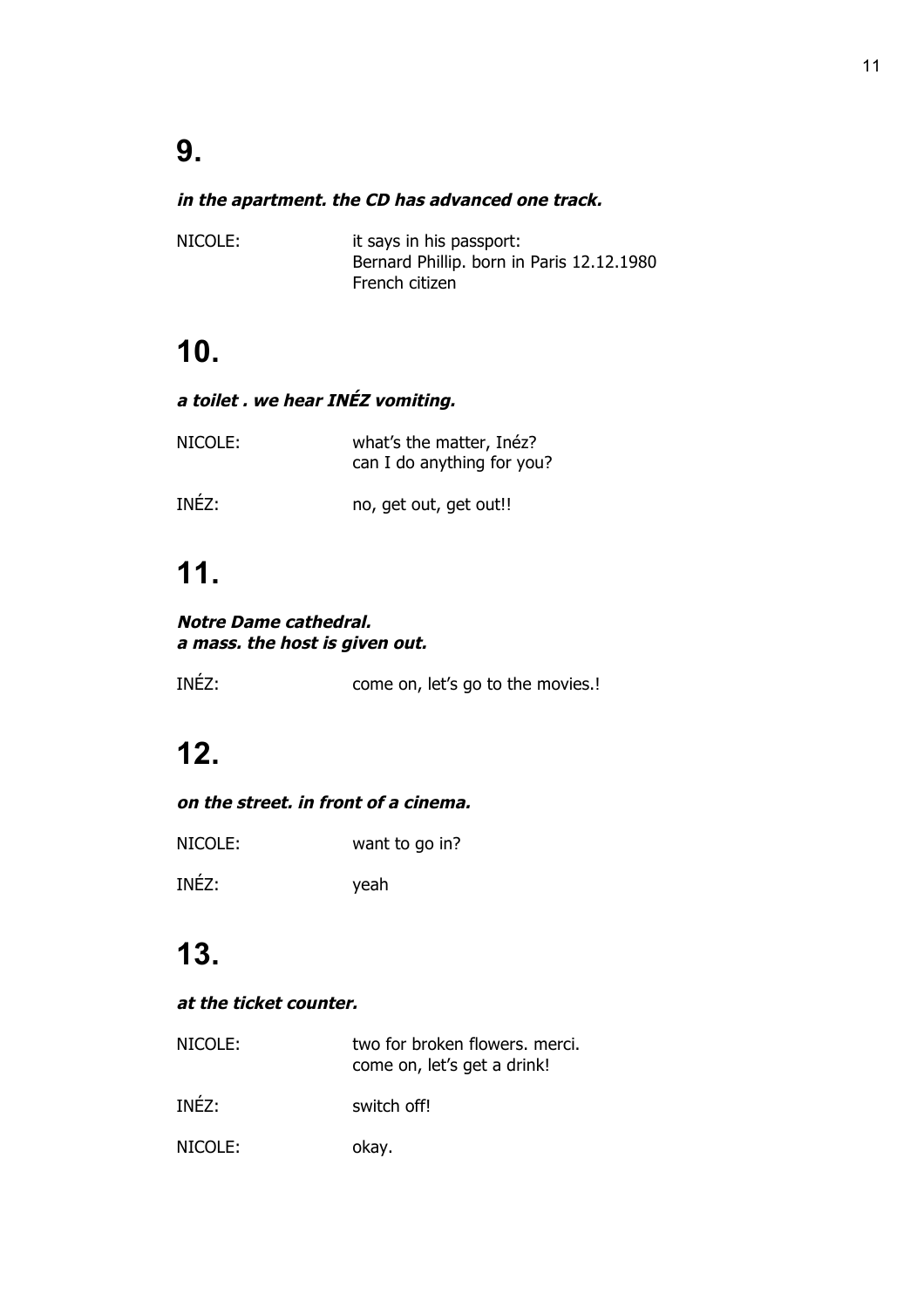# 9.

***in the apartment. the CD has advanced one track.***

| | |
|---|---|
| NICOLE: | it says in his passport:<br>Bernard Phillip. born in Paris 12.12.1980<br>French citizen |

# 10.

***a toilet . we hear INÉZ vomiting.***

| | |
|---|---|
| NICOLE: | what's the matter, Inéz?<br>can I do anything for you? |
| INÉZ: | no, get out, get out!! |

# 11.

***Notre Dame cathedral.***
***a mass. the host is given out.***

| | |
|---|---|
| INÉZ: | come on, let's go to the movies.! |

# 12.

***on the street. in front of a cinema.***

| | |
|---|---|
| NICOLE: | want to go in? |
| INÉZ: | yeah |

# 13.

***at the ticket counter.***

| | |
|---|---|
| NICOLE: | two for broken flowers. merci.<br>come on, let's get a drink! |
| INÉZ: | switch off! |
| NICOLE: | okay. |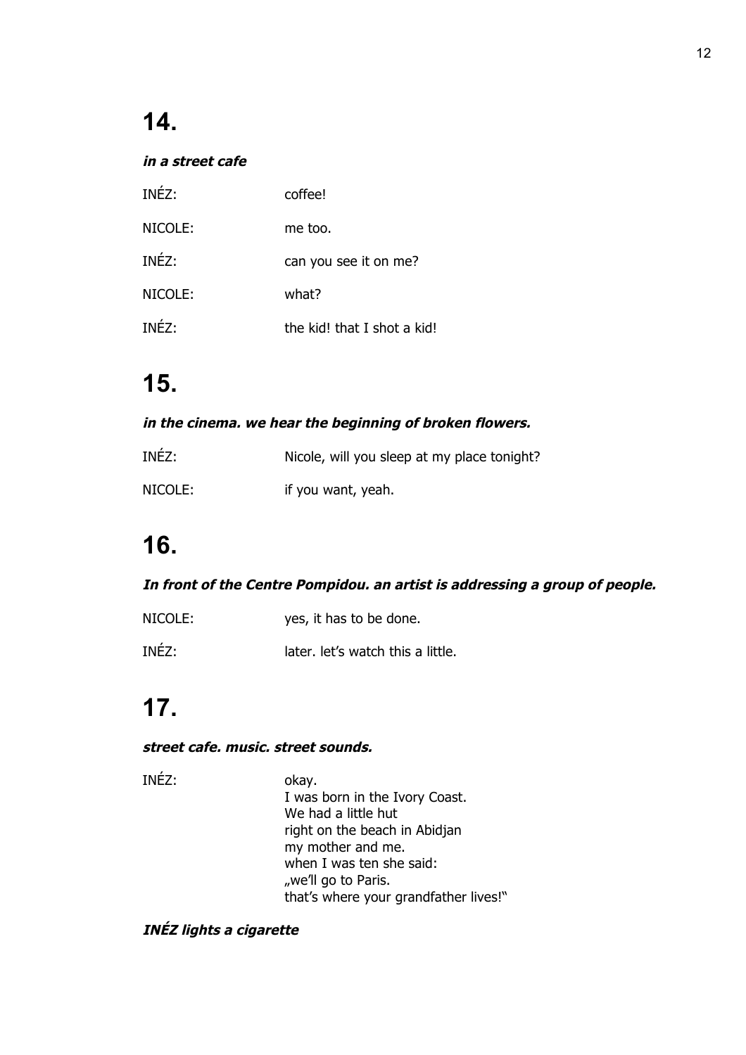# 14.

***in a street cafe***

INÉZ: coffee!

NICOLE: me too.

INÉZ: can you see it on me?

NICOLE: what?

INÉZ: the kid! that I shot a kid!

# 15.

***in the cinema. we hear the beginning of broken flowers.***

INÉZ: Nicole, will you sleep at my place tonight?

NICOLE: if you want, yeah.

# 16.

***In front of the Centre Pompidou. an artist is addressing a group of people.***

NICOLE: yes, it has to be done.

INÉZ: later. let's watch this a little.

# 17.

***street cafe. music. street sounds.***

INÉZ: okay.
I was born in the Ivory Coast.
We had a little hut
right on the beach in Abidjan
my mother and me.
when I was ten she said:
„we'll go to Paris.
that's where your grandfather lives!"

***INÉZ lights a cigarette***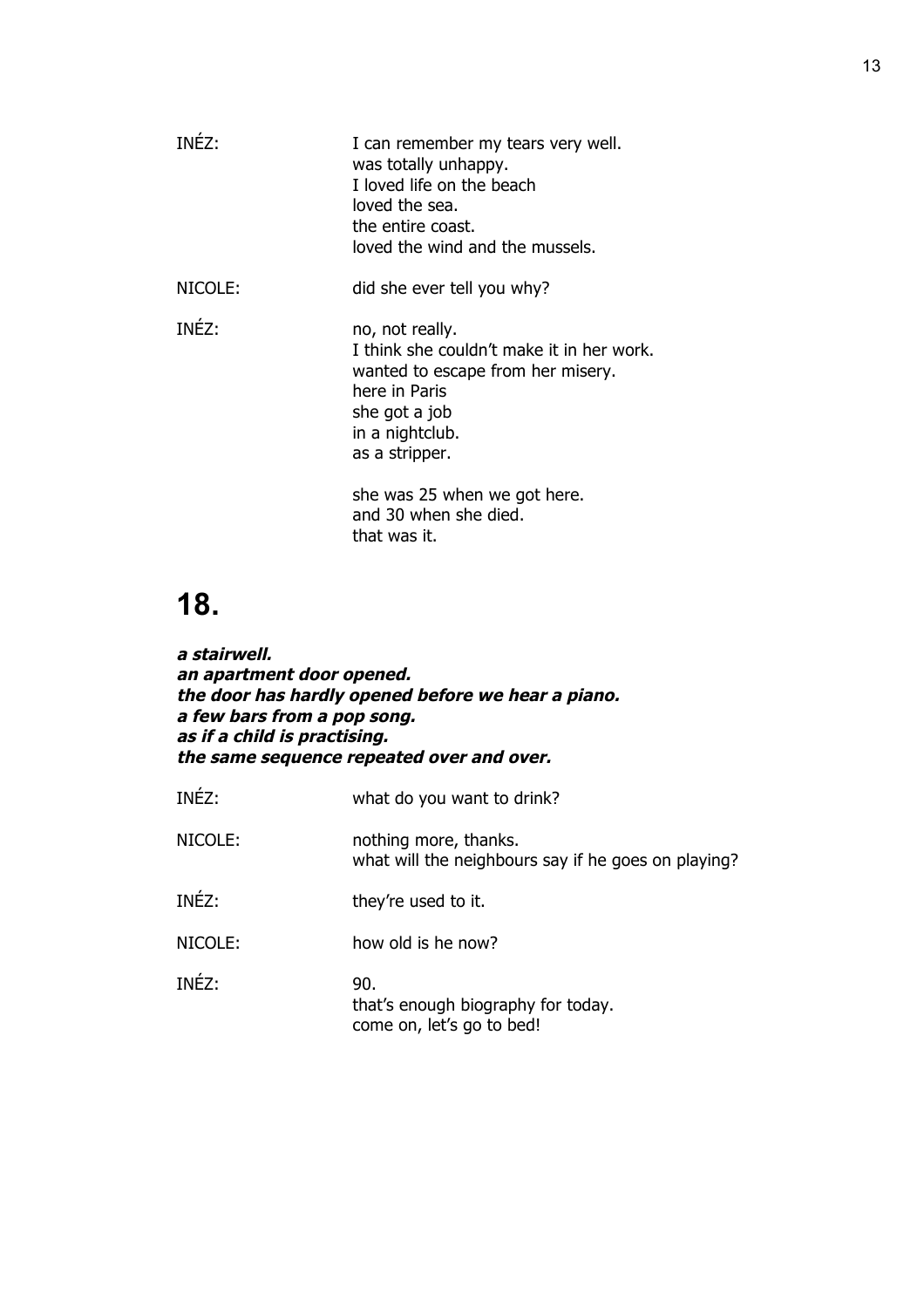INÉZ: I can remember my tears very well.
was totally unhappy.
I loved life on the beach
loved the sea.
the entire coast.
loved the wind and the mussels.

NICOLE: did she ever tell you why?

INÉZ: no, not really.
I think she couldn't make it in her work.
wanted to escape from her misery.
here in Paris
she got a job
in a nightclub.
as a stripper.

she was 25 when we got here.
and 30 when she died.
that was it.

# 18.

***a stairwell.***
***an apartment door opened.***
***the door has hardly opened before we hear a piano.***
***a few bars from a pop song.***
***as if a child is practising.***
***the same sequence repeated over and over.***

INÉZ: what do you want to drink?

NICOLE: nothing more, thanks.
what will the neighbours say if he goes on playing?

INÉZ: they're used to it.

NICOLE: how old is he now?

INÉZ: 90.
that's enough biography for today.
come on, let's go to bed!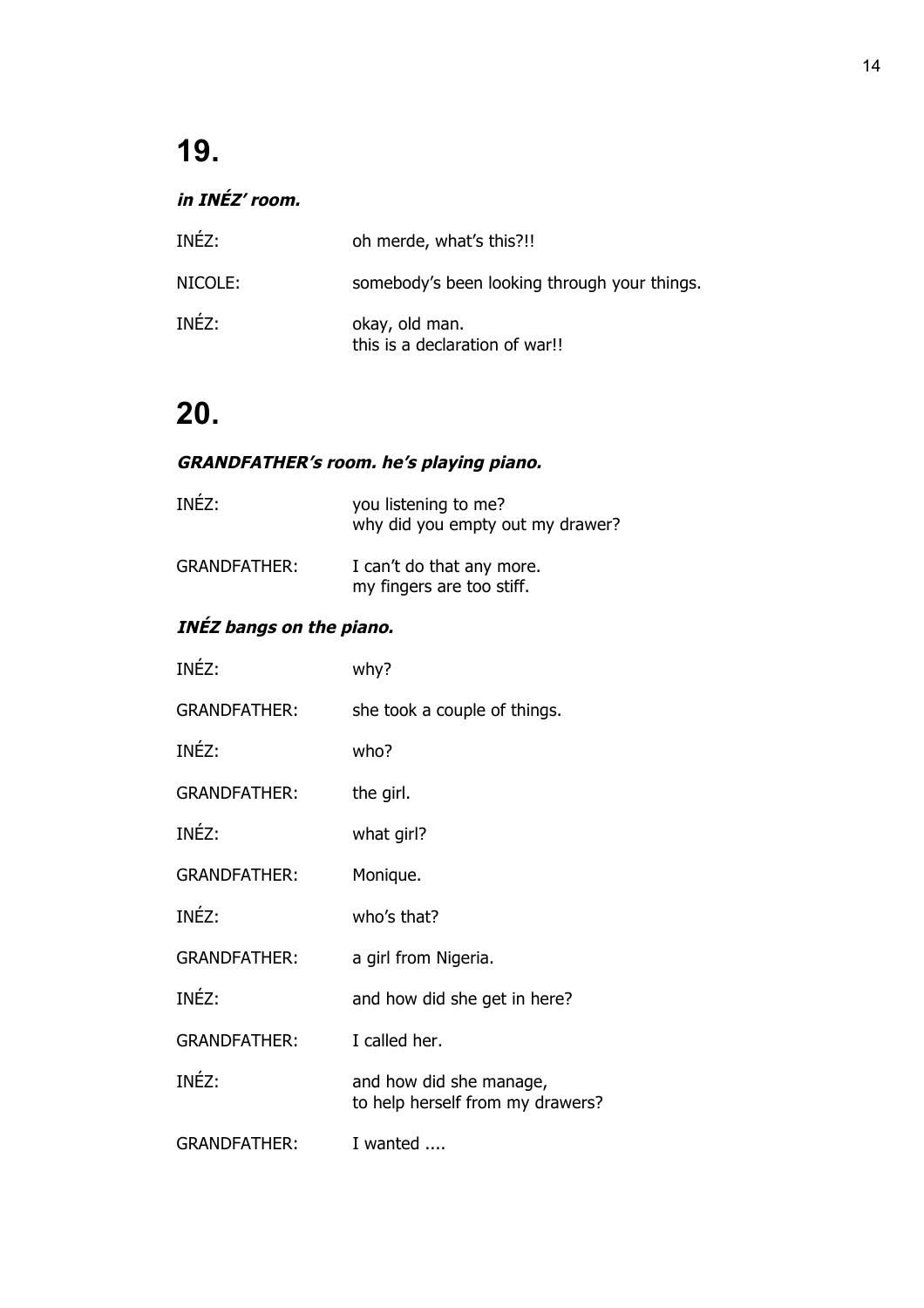# 19.

***in INÉZ' room.***

INÉZ: oh merde, what's this?!!

NICOLE: somebody's been looking through your things.

INÉZ: okay, old man.
this is a declaration of war!!

# 20.

***GRANDFATHER's room. he's playing piano.***

INÉZ: you listening to me?
why did you empty out my drawer?

GRANDFATHER: I can't do that any more.
my fingers are too stiff.

***INÉZ bangs on the piano.***

INÉZ: why?

GRANDFATHER: she took a couple of things.

INÉZ: who?

GRANDFATHER: the girl.

INÉZ: what girl?

GRANDFATHER: Monique.

INÉZ: who's that?

GRANDFATHER: a girl from Nigeria.

INÉZ: and how did she get in here?

GRANDFATHER: I called her.

INÉZ: and how did she manage,
to help herself from my drawers?

GRANDFATHER: I wanted ....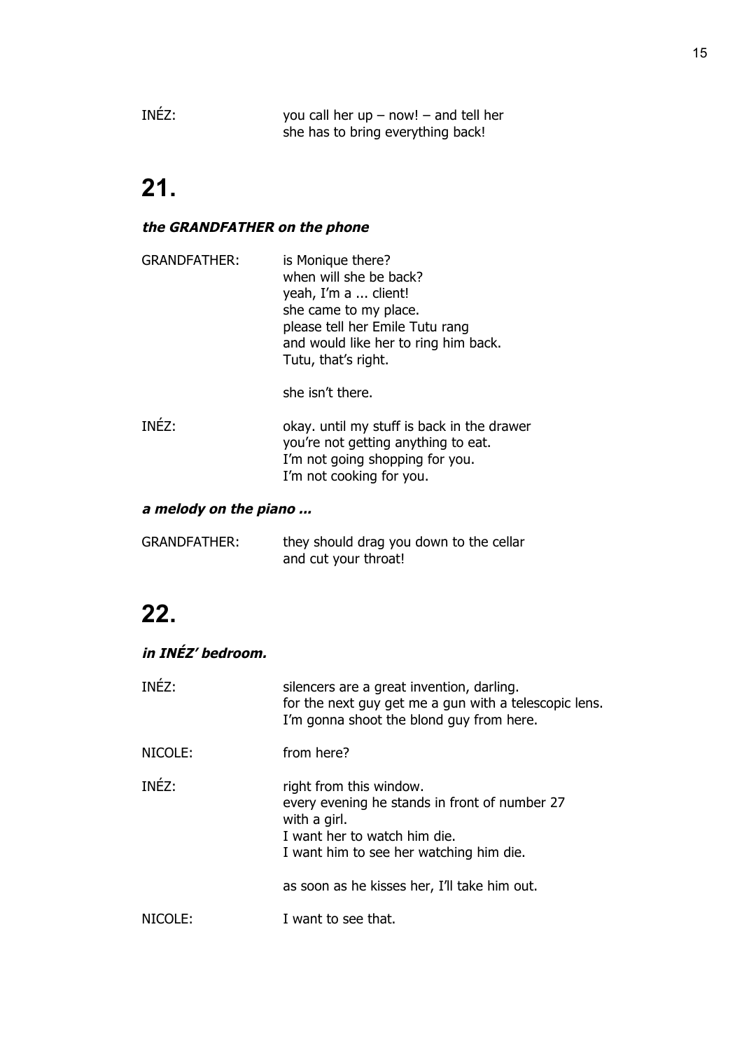INÉZ: you call her up – now! – and tell her
she has to bring everything back!

# 21.

***the GRANDFATHER on the phone***

GRANDFATHER: is Monique there?
when will she be back?
yeah, I'm a ... client!
she came to my place.
please tell her Emile Tutu rang
and would like her to ring him back.
Tutu, that's right.

she isn't there.

INÉZ: okay. until my stuff is back in the drawer
you're not getting anything to eat.
I'm not going shopping for you.
I'm not cooking for you.

***a melody on the piano ...***

GRANDFATHER: they should drag you down to the cellar
and cut your throat!

# 22.

***in INÉZ' bedroom.***

INÉZ: silencers are a great invention, darling.
for the next guy get me a gun with a telescopic lens.
I'm gonna shoot the blond guy from here.

NICOLE: from here?

INÉZ: right from this window.
every evening he stands in front of number 27
with a girl.
I want her to watch him die.
I want him to see her watching him die.

as soon as he kisses her, I'll take him out.

NICOLE: I want to see that.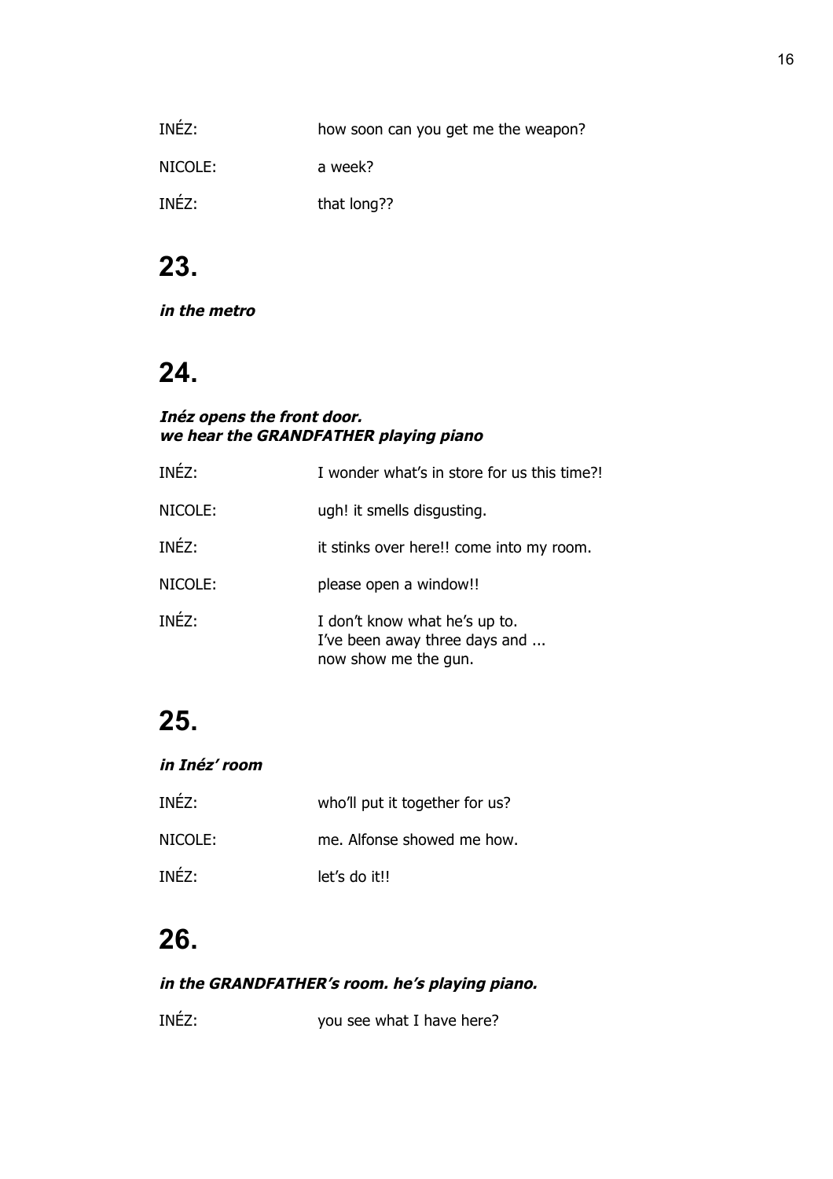INÉZ: how soon can you get me the weapon?

NICOLE: a week?

INÉZ: that long??

# 23.

***in the metro***

# 24.

***Inéz opens the front door.***
***we hear the GRANDFATHER playing piano***

INÉZ: I wonder what's in store for us this time?!

NICOLE: ugh! it smells disgusting.

INÉZ: it stinks over here!! come into my room.

NICOLE: please open a window!!

INÉZ: I don't know what he's up to.
I've been away three days and ...
now show me the gun.

# 25.

***in Inéz' room***

INÉZ: who'll put it together for us?

NICOLE: me. Alfonse showed me how.

INÉZ: let's do it!!

# 26.

***in the GRANDFATHER's room. he's playing piano.***

INÉZ: you see what I have here?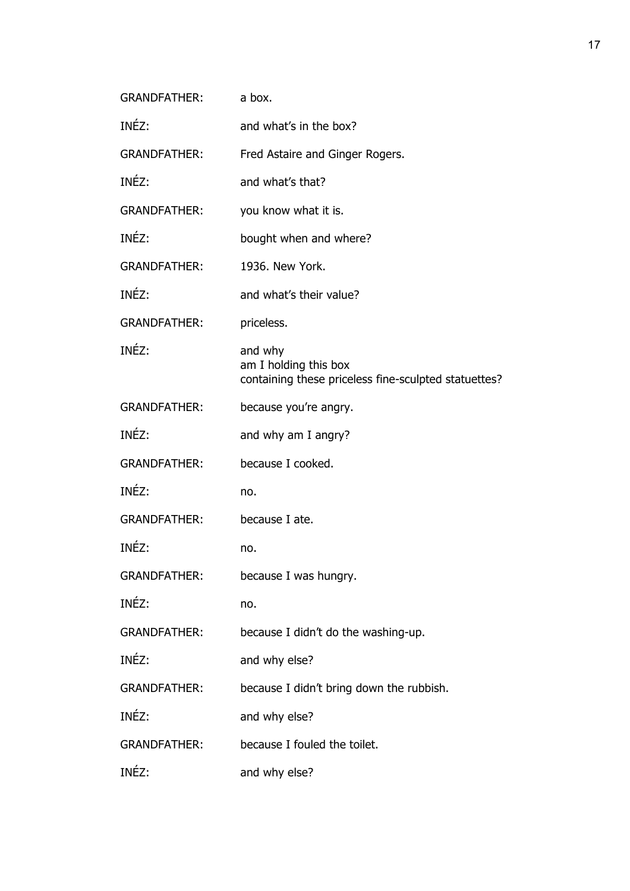GRANDFATHER: a box.

INÉZ: and what's in the box?

GRANDFATHER: Fred Astaire and Ginger Rogers.

INÉZ: and what's that?

GRANDFATHER: you know what it is.

INÉZ: bought when and where?

GRANDFATHER: 1936. New York.

INÉZ: and what's their value?

GRANDFATHER: priceless.

INÉZ: and why
am I holding this box
containing these priceless fine-sculpted statuettes?

GRANDFATHER: because you're angry.

INÉZ: and why am I angry?

GRANDFATHER: because I cooked.

INÉZ: no.

GRANDFATHER: because I ate.

INÉZ: no.

GRANDFATHER: because I was hungry.

INÉZ: no.

GRANDFATHER: because I didn't do the washing-up.

INÉZ: and why else?

GRANDFATHER: because I didn't bring down the rubbish.

INÉZ: and why else?

GRANDFATHER: because I fouled the toilet.

INÉZ: and why else?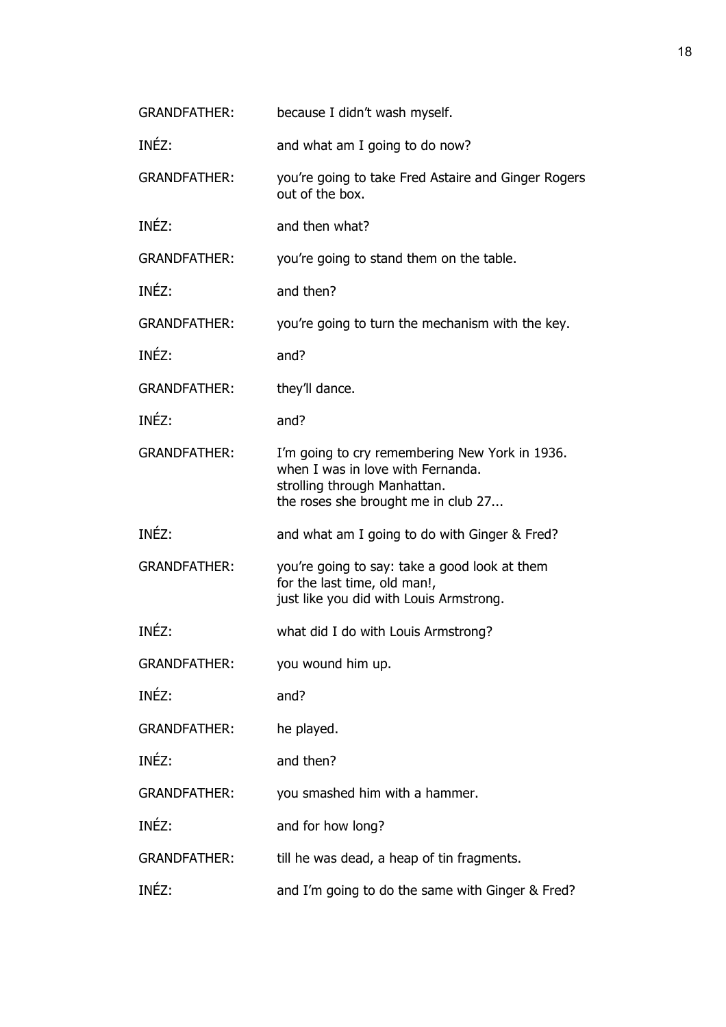GRANDFATHER: because I didn't wash myself.

INÉZ: and what am I going to do now?

GRANDFATHER: you're going to take Fred Astaire and Ginger Rogers out of the box.

INÉZ: and then what?

GRANDFATHER: you're going to stand them on the table.

INÉZ: and then?

GRANDFATHER: you're going to turn the mechanism with the key.

INÉZ: and?

GRANDFATHER: they'll dance.

INÉZ: and?

GRANDFATHER: I'm going to cry remembering New York in 1936.
when I was in love with Fernanda.
strolling through Manhattan.
the roses she brought me in club 27...

INÉZ: and what am I going to do with Ginger & Fred?

GRANDFATHER: you're going to say: take a good look at them
for the last time, old man!,
just like you did with Louis Armstrong.

INÉZ: what did I do with Louis Armstrong?

GRANDFATHER: you wound him up.

INÉZ: and?

GRANDFATHER: he played.

INÉZ: and then?

GRANDFATHER: you smashed him with a hammer.

INÉZ: and for how long?

GRANDFATHER: till he was dead, a heap of tin fragments.

INÉZ: and I'm going to do the same with Ginger & Fred?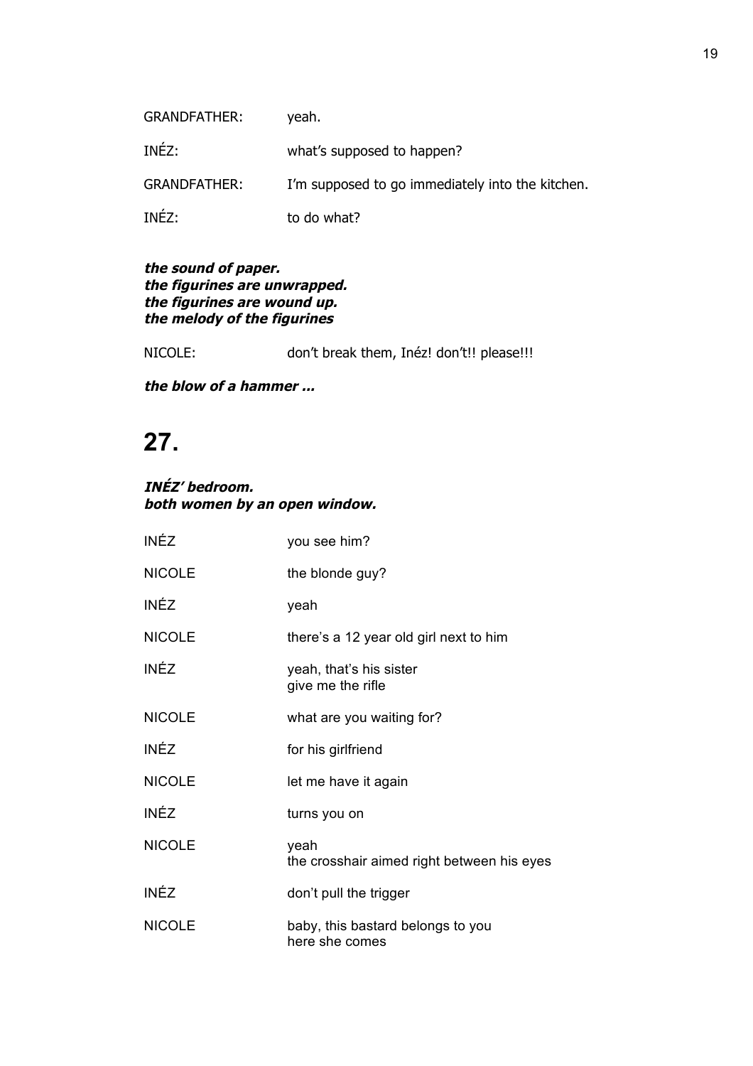GRANDFATHER: yeah.

INÉZ: what's supposed to happen?

GRANDFATHER: I'm supposed to go immediately into the kitchen.

INÉZ: to do what?

***the sound of paper.***
***the figurines are unwrapped.***
***the figurines are wound up.***
***the melody of the figurines***

NICOLE: don't break them, Inéz! don't!! please!!!

***the blow of a hammer ...***

# 27.

***INÉZ' bedroom.***
***both women by an open window.***

INÉZ you see him?

NICOLE the blonde guy?

INÉZ yeah

NICOLE there's a 12 year old girl next to him

INÉZ yeah, that's his sister
give me the rifle

NICOLE what are you waiting for?

INÉZ for his girlfriend

NICOLE let me have it again

INÉZ turns you on

NICOLE yeah
the crosshair aimed right between his eyes

INÉZ don't pull the trigger

NICOLE baby, this bastard belongs to you
here she comes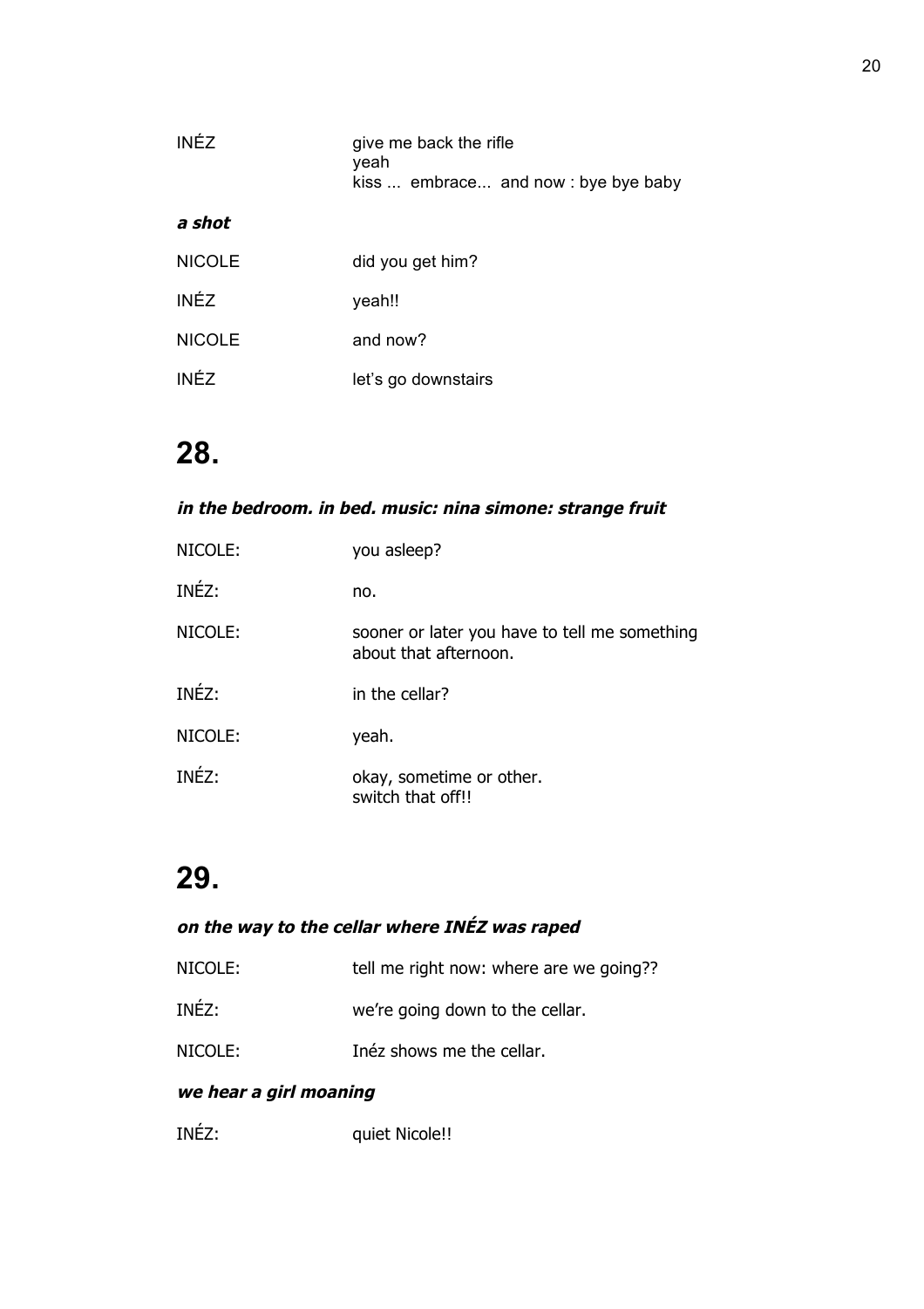| | |
|---|---|
| INÉZ | give me back the rifle<br>yeah<br>kiss ... embrace... and now : bye bye baby |

***a shot***

| | |
|---|---|
| NICOLE | did you get him? |
| INÉZ | yeah!! |
| NICOLE | and now? |
| INÉZ | let's go downstairs |

# 28.

***in the bedroom. in bed. music: nina simone: strange fruit***

| | |
|---|---|
| NICOLE: | you asleep? |
| INÉZ: | no. |
| NICOLE: | sooner or later you have to tell me something about that afternoon. |
| INÉZ: | in the cellar? |
| NICOLE: | yeah. |
| INÉZ: | okay, sometime or other.<br>switch that off!! |

# 29.

***on the way to the cellar where INÉZ was raped***

| | |
|---|---|
| NICOLE: | tell me right now: where are we going?? |
| INÉZ: | we're going down to the cellar. |
| NICOLE: | Inéz shows me the cellar. |

***we hear a girl moaning***

| | |
|---|---|
| INÉZ: | quiet Nicole!! |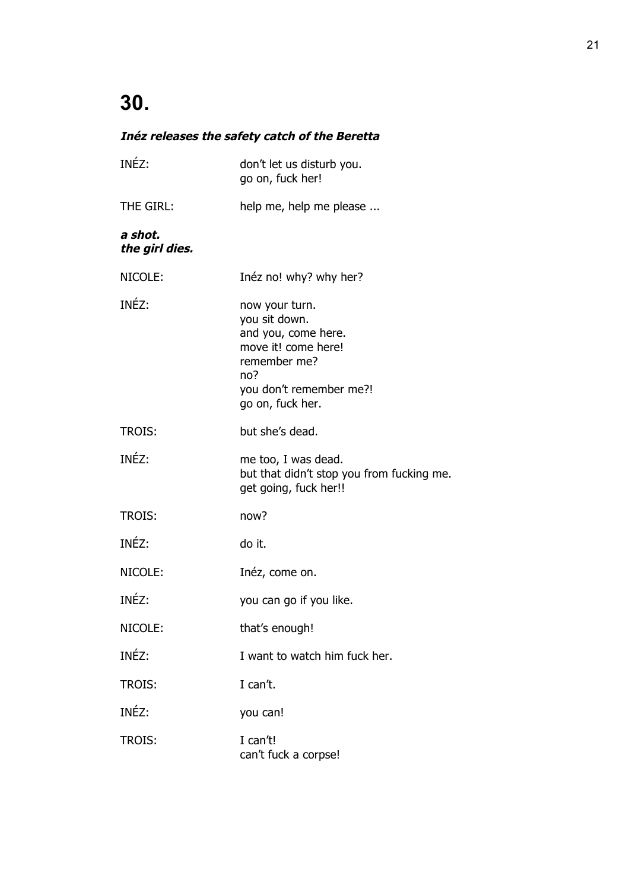# 30.

***Inéz releases the safety catch of the Beretta***

INÉZ: don't let us disturb you.
go on, fuck her!

THE GIRL: help me, help me please ...

***a shot.***
***the girl dies.***

NICOLE: Inéz no! why? why her?

INÉZ: now your turn.
you sit down.
and you, come here.
move it! come here!
remember me?
no?
you don't remember me?!
go on, fuck her.

TROIS: but she's dead.

INÉZ: me too, I was dead.
but that didn't stop you from fucking me.
get going, fuck her!!

TROIS: now?

INÉZ: do it.

NICOLE: Inéz, come on.

INÉZ: you can go if you like.

NICOLE: that's enough!

INÉZ: I want to watch him fuck her.

TROIS: I can't.

INÉZ: you can!

TROIS: I can't!
can't fuck a corpse!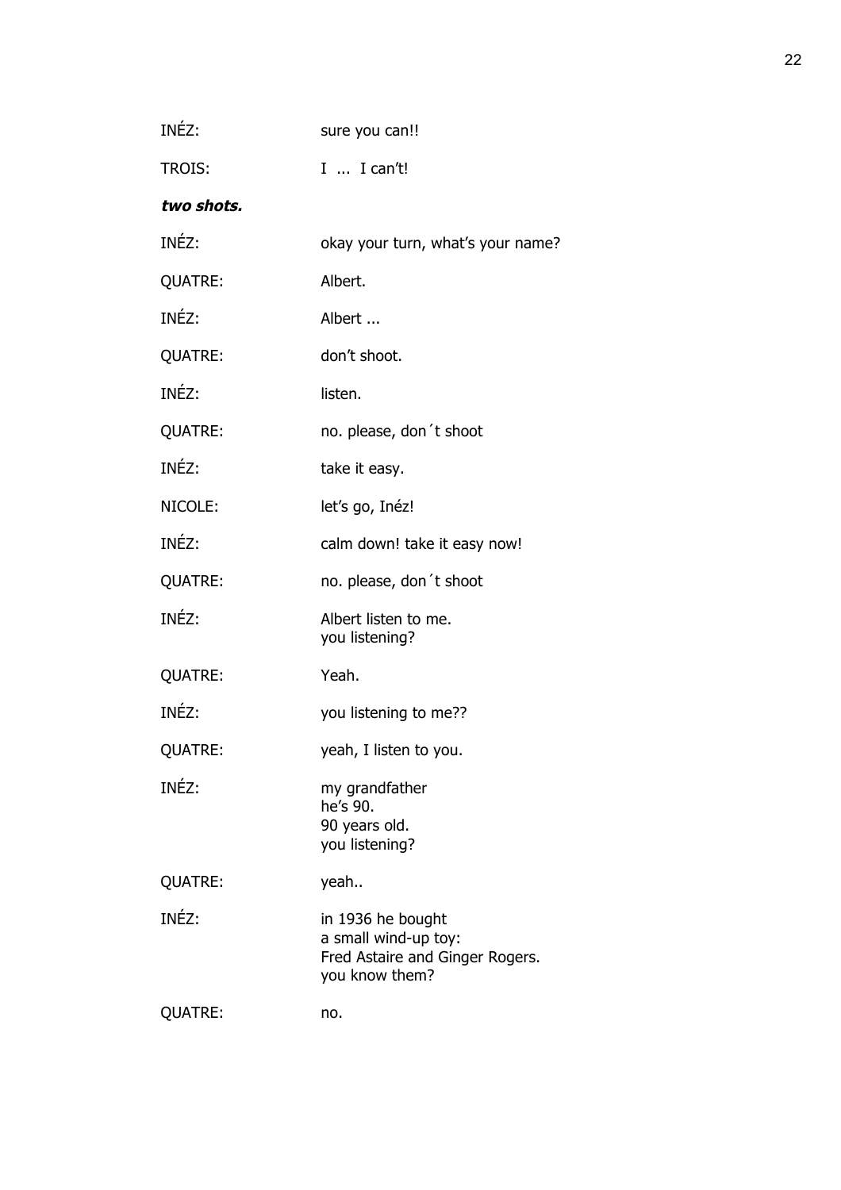INÉZ: sure you can!!

TROIS: I ... I can't!

***two shots.***

INÉZ: okay your turn, what's your name?

QUATRE: Albert.

INÉZ: Albert ...

QUATRE: don't shoot.

INÉZ: listen.

QUATRE: no. please, don´t shoot

INÉZ: take it easy.

NICOLE: let's go, Inéz!

INÉZ: calm down! take it easy now!

QUATRE: no. please, don´t shoot

INÉZ: Albert listen to me.
you listening?

QUATRE: Yeah.

INÉZ: you listening to me??

QUATRE: yeah, I listen to you.

INÉZ: my grandfather
he's 90.
90 years old.
you listening?

QUATRE: yeah..

INÉZ: in 1936 he bought
a small wind-up toy:
Fred Astaire and Ginger Rogers.
you know them?

QUATRE: no.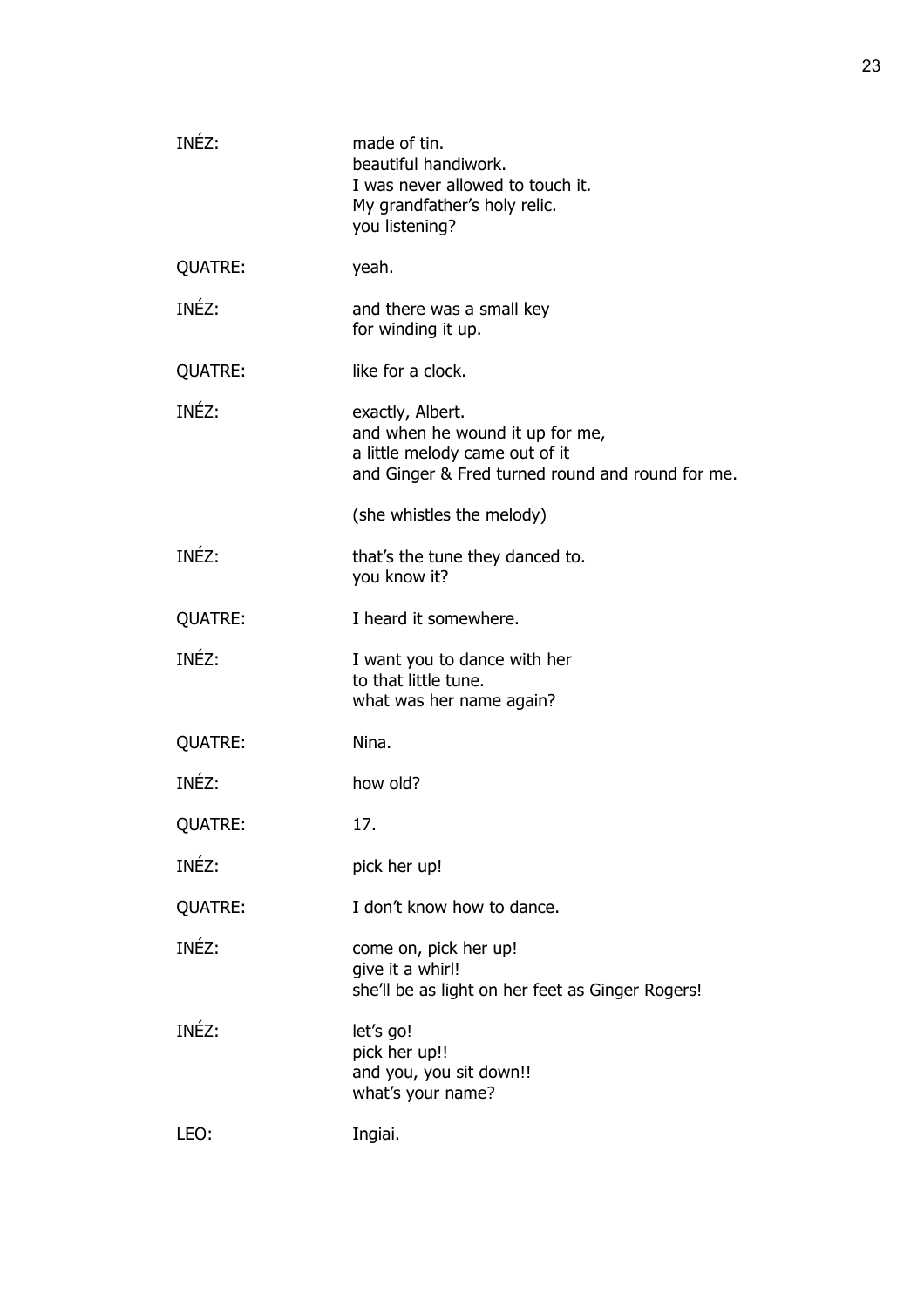INÉZ: made of tin.
beautiful handiwork.
I was never allowed to touch it.
My grandfather's holy relic.
you listening?

QUATRE: yeah.

INÉZ: and there was a small key
for winding it up.

QUATRE: like for a clock.

INÉZ: exactly, Albert.
and when he wound it up for me,
a little melody came out of it
and Ginger & Fred turned round and round for me.

(she whistles the melody)

INÉZ: that's the tune they danced to.
you know it?

QUATRE: I heard it somewhere.

INÉZ: I want you to dance with her
to that little tune.
what was her name again?

QUATRE: Nina.

INÉZ: how old?

QUATRE: 17.

INÉZ: pick her up!

QUATRE: I don't know how to dance.

INÉZ: come on, pick her up!
give it a whirl!
she'll be as light on her feet as Ginger Rogers!

INÉZ: let's go!
pick her up!!
and you, you sit down!!
what's your name?

LEO: Ingiai.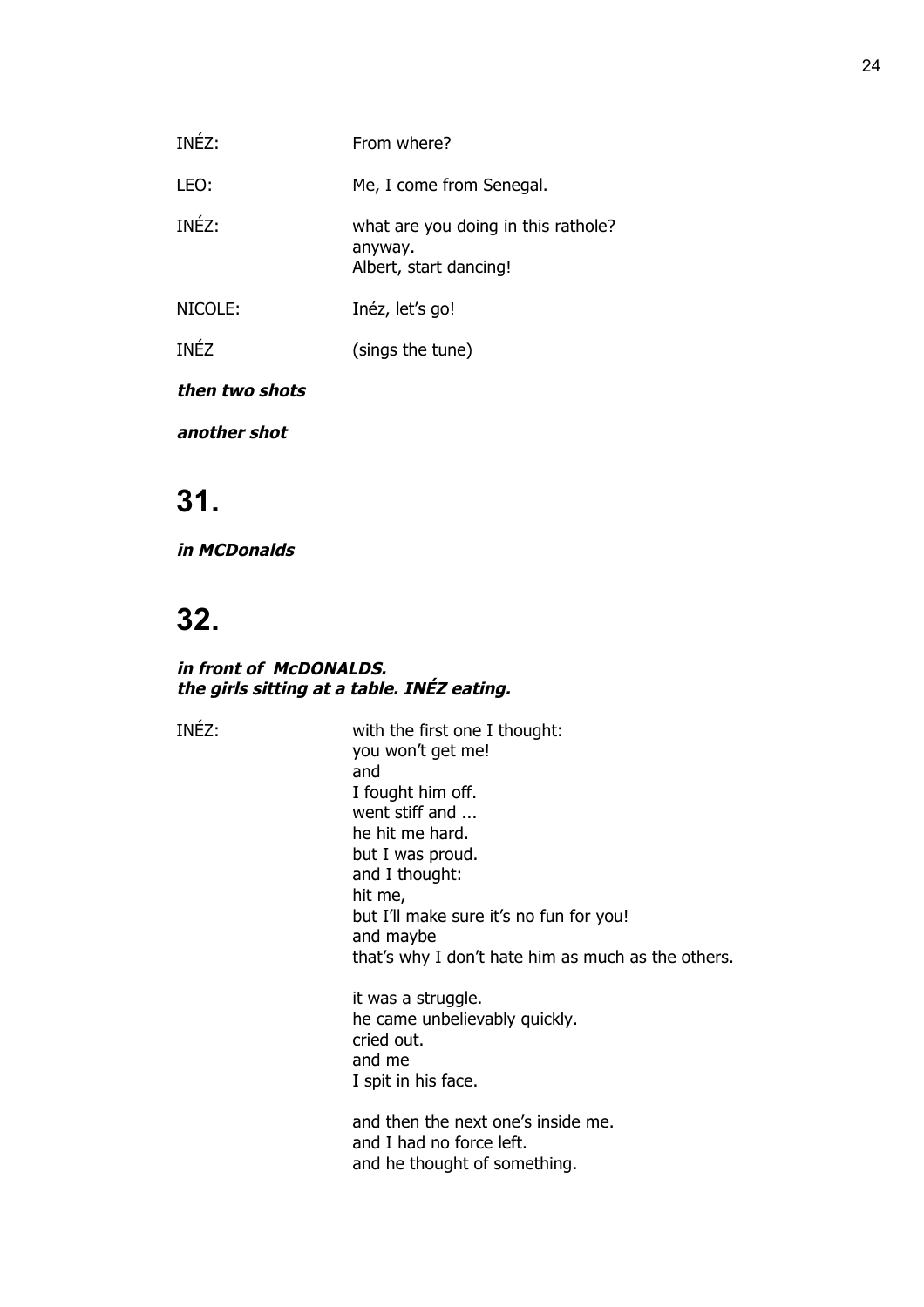INÉZ: From where?

LEO: Me, I come from Senegal.

INÉZ: what are you doing in this rathole?
anyway.
Albert, start dancing!

NICOLE: Inéz, let's go!

INÉZ (sings the tune)

***then two shots***

***another shot***

# 31.

***in MCDonalds***

# 32.

***in front of McDONALDS.***
***the girls sitting at a table. INÉZ eating.***

INÉZ: with the first one I thought:
you won't get me!
and
I fought him off.
went stiff and ...
he hit me hard.
but I was proud.
and I thought:
hit me,
but I'll make sure it's no fun for you!
and maybe
that's why I don't hate him as much as the others.

it was a struggle.
he came unbelievably quickly.
cried out.
and me
I spit in his face.

and then the next one's inside me.
and I had no force left.
and he thought of something.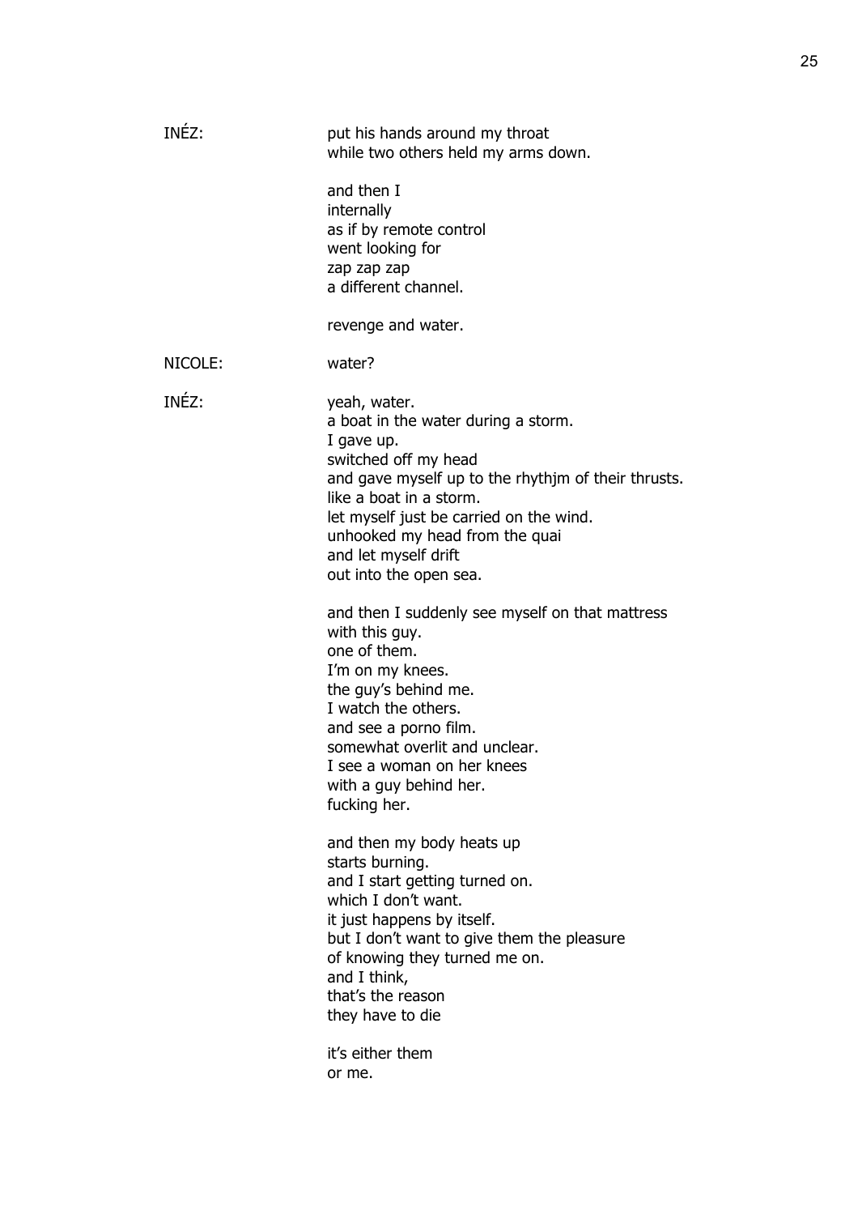INÉZ: put his hands around my throat
while two others held my arms down.

and then I
internally
as if by remote control
went looking for
zap zap zap
a different channel.

revenge and water.

NICOLE: water?

INÉZ: yeah, water.
a boat in the water during a storm.
I gave up.
switched off my head
and gave myself up to the rhythjm of their thrusts.
like a boat in a storm.
let myself just be carried on the wind.
unhooked my head from the quai
and let myself drift
out into the open sea.

and then I suddenly see myself on that mattress
with this guy.
one of them.
I'm on my knees.
the guy's behind me.
I watch the others.
and see a porno film.
somewhat overlit and unclear.
I see a woman on her knees
with a guy behind her.
fucking her.

and then my body heats up
starts burning.
and I start getting turned on.
which I don't want.
it just happens by itself.
but I don't want to give them the pleasure
of knowing they turned me on.
and I think,
that's the reason
they have to die

it's either them
or me.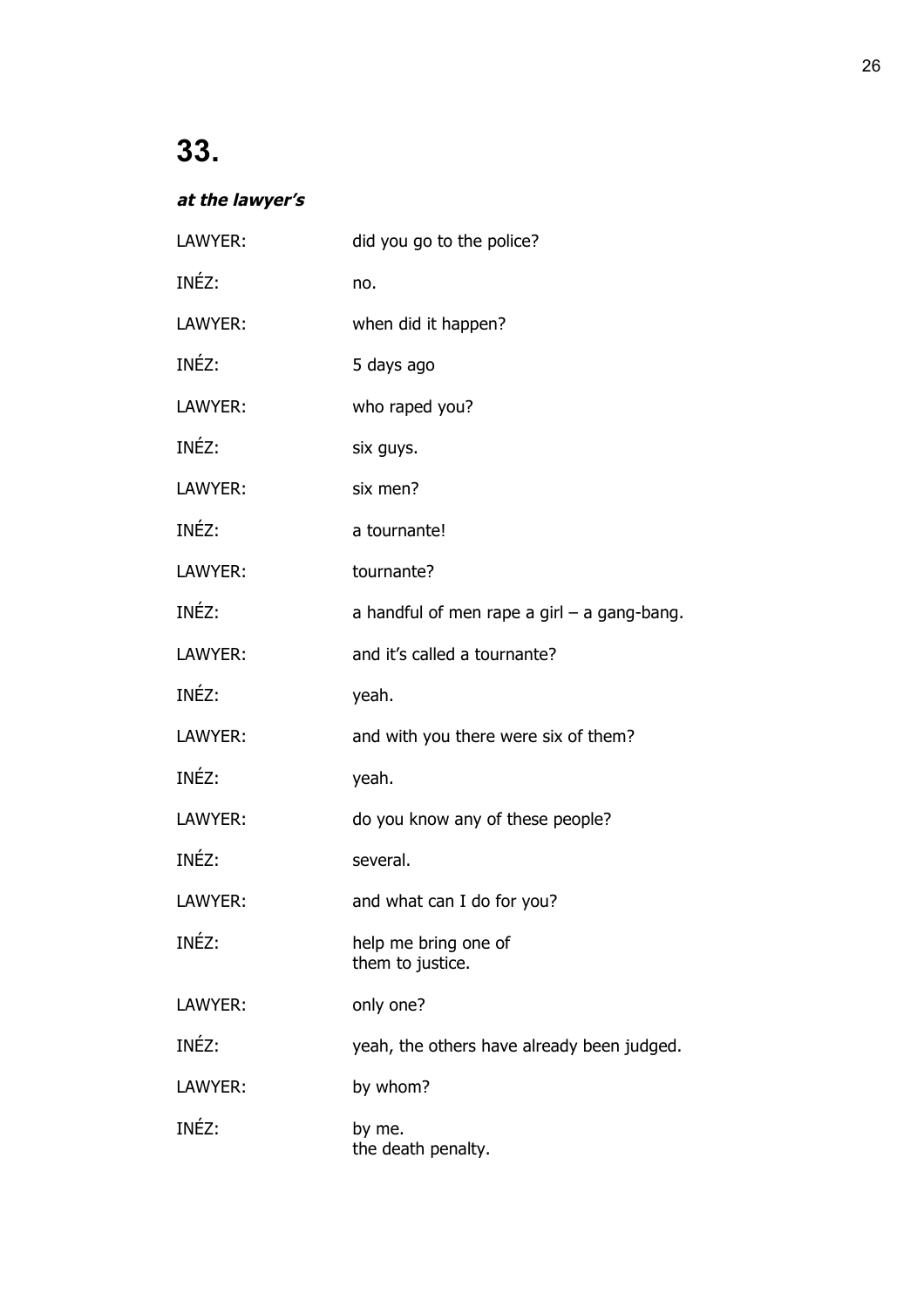# 33.

***at the lawyer's***

LAWYER: did you go to the police?

INÉZ: no.

LAWYER: when did it happen?

INÉZ: 5 days ago

LAWYER: who raped you?

INÉZ: six guys.

LAWYER: six men?

INÉZ: a tournante!

LAWYER: tournante?

INÉZ: a handful of men rape a girl – a gang-bang.

LAWYER: and it's called a tournante?

INÉZ: yeah.

LAWYER: and with you there were six of them?

INÉZ: yeah.

LAWYER: do you know any of these people?

INÉZ: several.

LAWYER: and what can I do for you?

INÉZ: help me bring one of
them to justice.

LAWYER: only one?

INÉZ: yeah, the others have already been judged.

LAWYER: by whom?

INÉZ: by me.
the death penalty.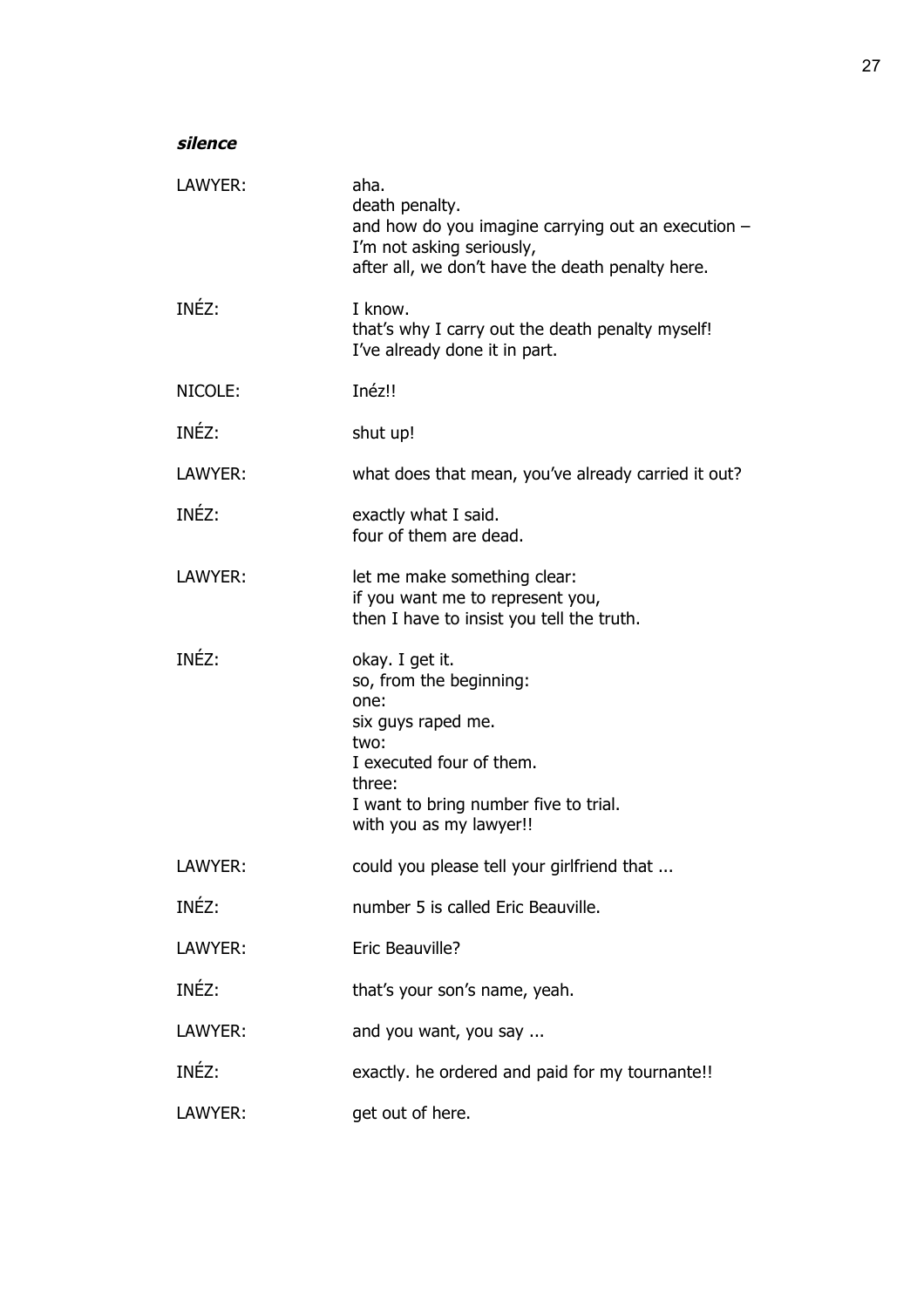***silence***

LAWYER: aha.
death penalty.
and how do you imagine carrying out an execution –
I'm not asking seriously,
after all, we don't have the death penalty here.

INÉZ: I know.
that's why I carry out the death penalty myself!
I've already done it in part.

NICOLE: Inéz!!

INÉZ: shut up!

LAWYER: what does that mean, you've already carried it out?

INÉZ: exactly what I said.
four of them are dead.

LAWYER: let me make something clear:
if you want me to represent you,
then I have to insist you tell the truth.

INÉZ: okay. I get it.
so, from the beginning:
one:
six guys raped me.
two:
I executed four of them.
three:
I want to bring number five to trial.
with you as my lawyer!!

LAWYER: could you please tell your girlfriend that ...

INÉZ: number 5 is called Eric Beauville.

LAWYER: Eric Beauville?

INÉZ: that's your son's name, yeah.

LAWYER: and you want, you say ...

INÉZ: exactly. he ordered and paid for my tournante!!

LAWYER: get out of here.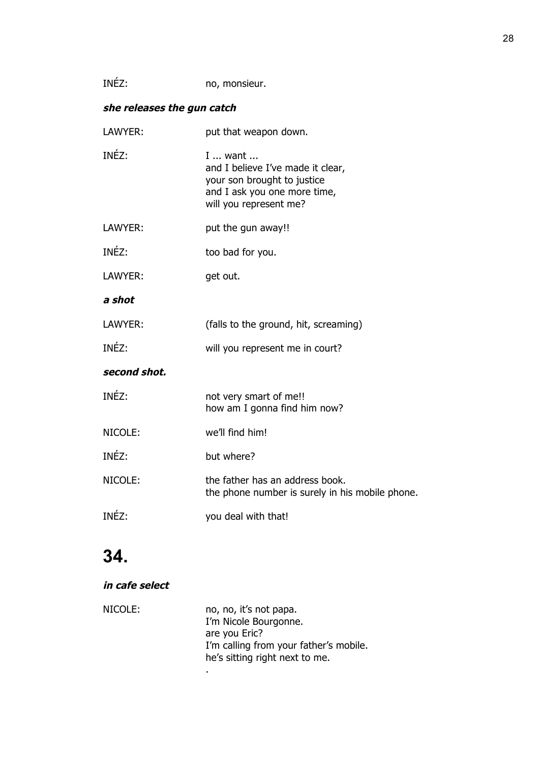INÉZ: no, monsieur.

***she releases the gun catch***

LAWYER: put that weapon down.

INÉZ: I ... want ...
and I believe I've made it clear,
your son brought to justice
and I ask you one more time,
will you represent me?

LAWYER: put the gun away!!

INÉZ: too bad for you.

LAWYER: get out.

***a shot***

LAWYER: (falls to the ground, hit, screaming)

INÉZ: will you represent me in court?

***second shot.***

INÉZ: not very smart of me!!
how am I gonna find him now?

NICOLE: we'll find him!

INÉZ: but where?

NICOLE: the father has an address book.
the phone number is surely in his mobile phone.

INÉZ: you deal with that!

# 34.

***in cafe select***

NICOLE: no, no, it's not papa.
I'm Nicole Bourgonne.
are you Eric?
I'm calling from your father's mobile.
he's sitting right next to me.
.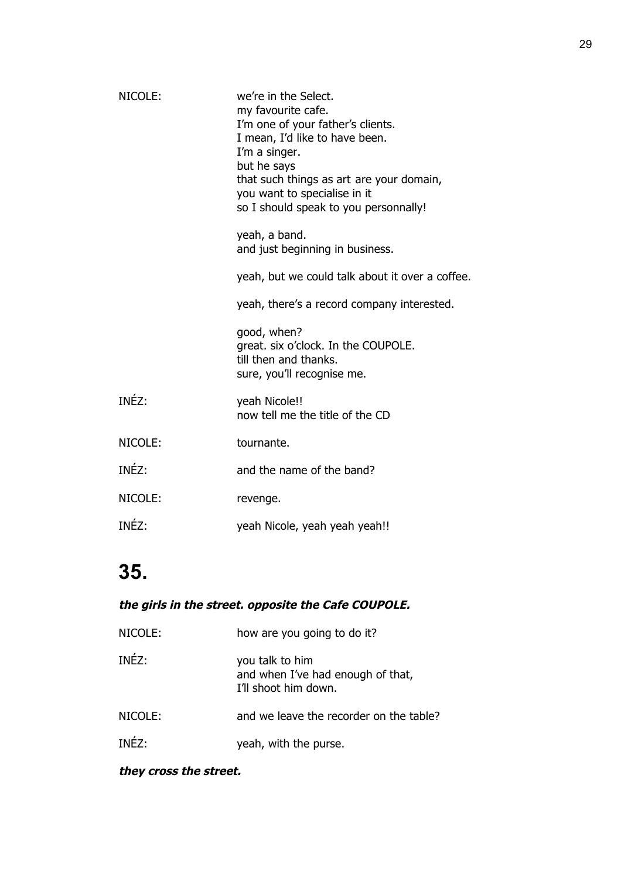NICOLE: we're in the Select.
my favourite cafe.
I'm one of your father's clients.
I mean, I'd like to have been.
I'm a singer.
but he says
that such things as art are your domain,
you want to specialise in it
so I should speak to you personnally!

yeah, a band.
and just beginning in business.

yeah, but we could talk about it over a coffee.

yeah, there's a record company interested.

good, when?
great. six o'clock. In the COUPOLE.
till then and thanks.
sure, you'll recognise me.

INÉZ: yeah Nicole!!
now tell me the title of the CD

NICOLE: tournante.

INÉZ: and the name of the band?

NICOLE: revenge.

INÉZ: yeah Nicole, yeah yeah yeah!!

# 35.

***the girls in the street. opposite the Cafe COUPOLE.***

NICOLE: how are you going to do it?

INÉZ: you talk to him
and when I've had enough of that,
I'll shoot him down.

NICOLE: and we leave the recorder on the table?

INÉZ: yeah, with the purse.

***they cross the street.***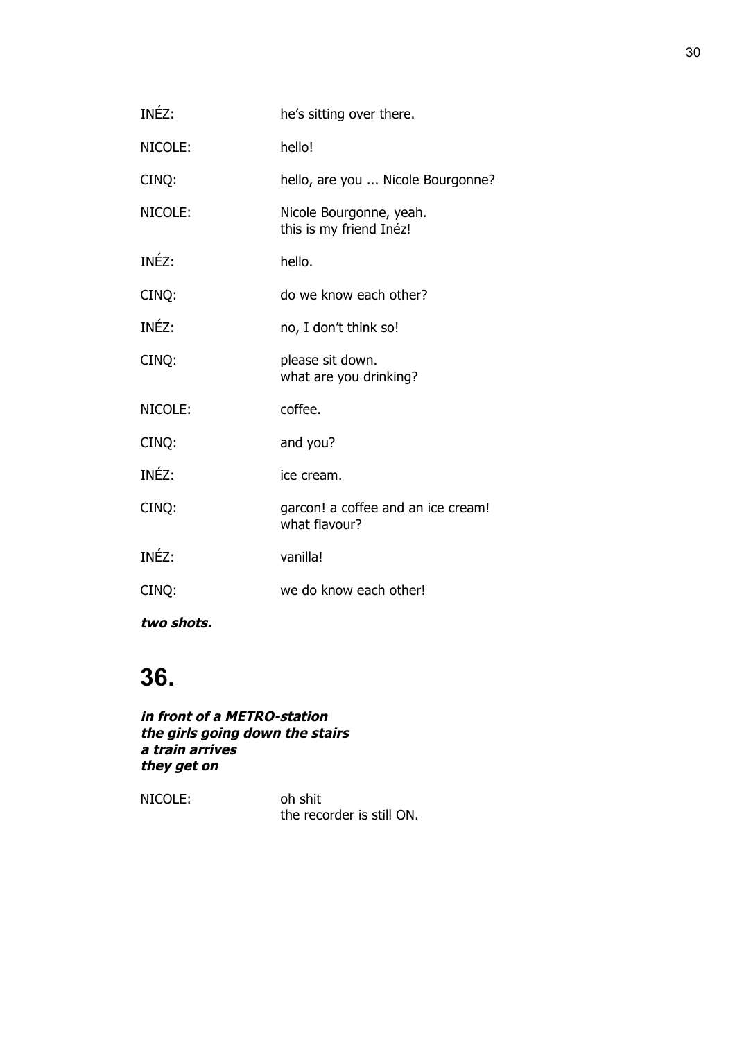INÉZ: he's sitting over there.

NICOLE: hello!

CINQ: hello, are you ... Nicole Bourgonne?

NICOLE: Nicole Bourgonne, yeah.
this is my friend Inéz!

INÉZ: hello.

CINQ: do we know each other?

INÉZ: no, I don't think so!

CINQ: please sit down.
what are you drinking?

NICOLE: coffee.

CINQ: and you?

INÉZ: ice cream.

CINQ: garcon! a coffee and an ice cream!
what flavour?

INÉZ: vanilla!

CINQ: we do know each other!

***two shots.***

# 36.

***in front of a METRO-station***
***the girls going down the stairs***
***a train arrives***
***they get on***

NICOLE: oh shit
the recorder is still ON.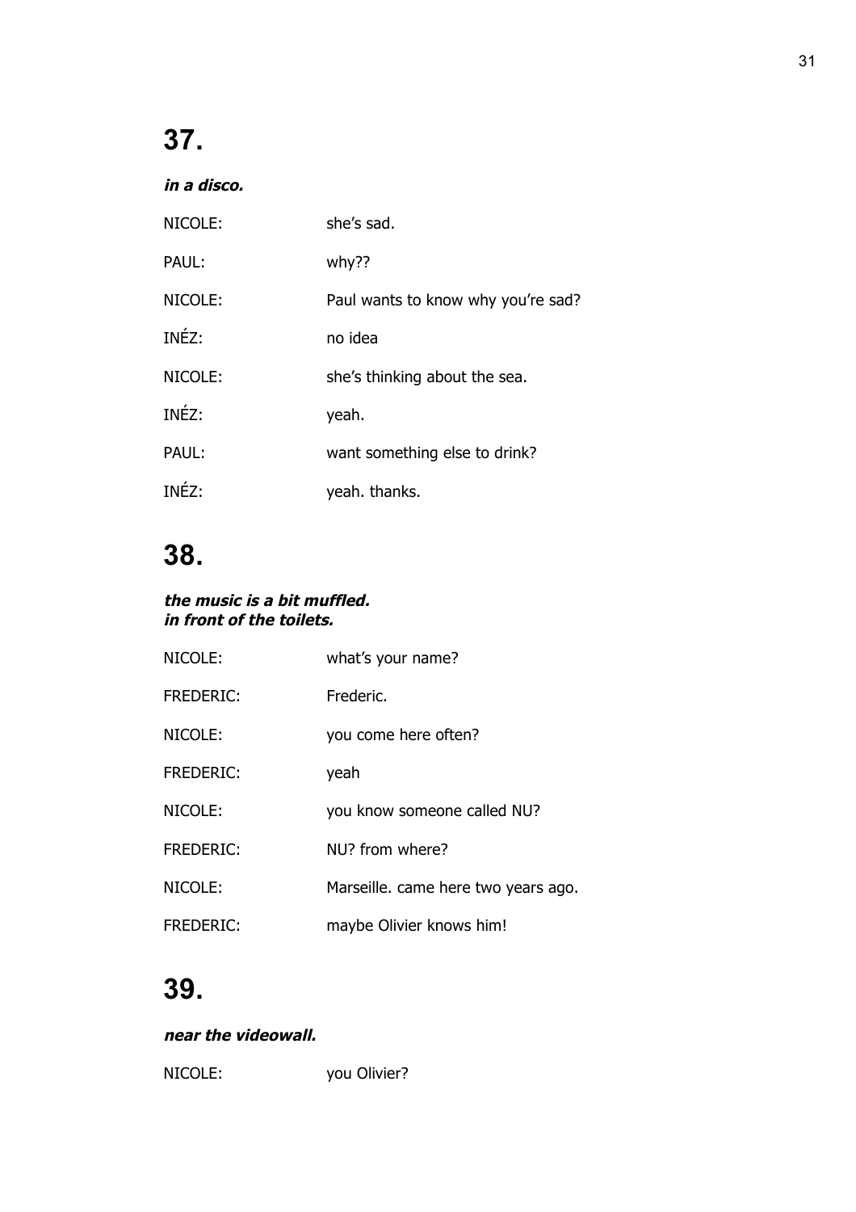# 37.

***in a disco.***

NICOLE: she's sad.

PAUL: why??

NICOLE: Paul wants to know why you're sad?

INÉZ: no idea

NICOLE: she's thinking about the sea.

INÉZ: yeah.

PAUL: want something else to drink?

INÉZ: yeah. thanks.

# 38.

***the music is a bit muffled.***
***in front of the toilets.***

NICOLE: what's your name?

FREDERIC: Frederic.

NICOLE: you come here often?

FREDERIC: yeah

NICOLE: you know someone called NU?

FREDERIC: NU? from where?

NICOLE: Marseille. came here two years ago.

FREDERIC: maybe Olivier knows him!

# 39.

***near the videowall.***

NICOLE: you Olivier?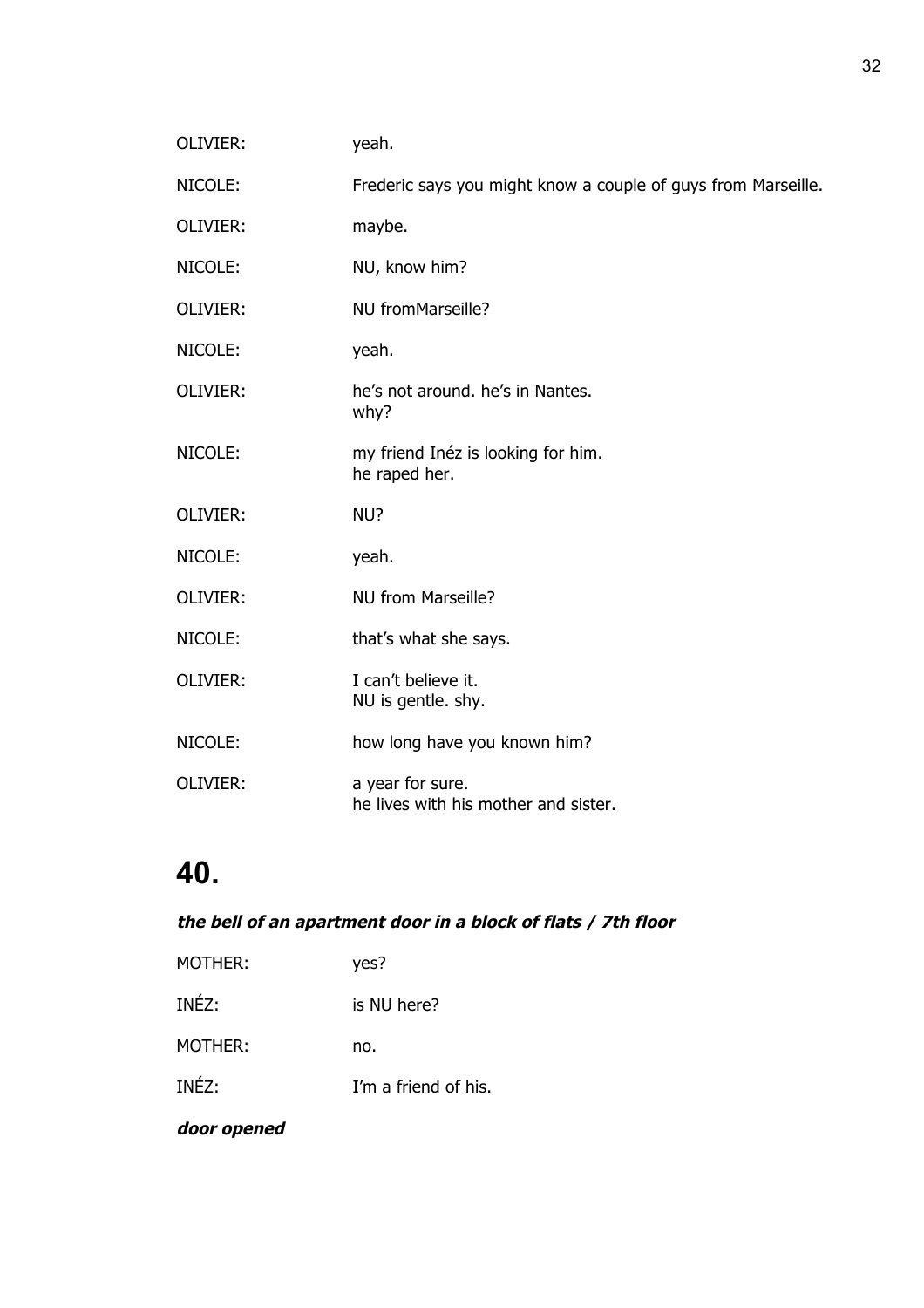OLIVIER: yeah.

NICOLE: Frederic says you might know a couple of guys from Marseille.

OLIVIER: maybe.

NICOLE: NU, know him?

OLIVIER: NU fromMarseille?

NICOLE: yeah.

OLIVIER: he's not around. he's in Nantes.
why?

NICOLE: my friend Inéz is looking for him.
he raped her.

OLIVIER: NU?

NICOLE: yeah.

OLIVIER: NU from Marseille?

NICOLE: that's what she says.

OLIVIER: I can't believe it.
NU is gentle. shy.

NICOLE: how long have you known him?

OLIVIER: a year for sure.
he lives with his mother and sister.

# 40.

***the bell of an apartment door in a block of flats / 7th floor***

MOTHER: yes?

INÉZ: is NU here?

MOTHER: no.

INÉZ: I'm a friend of his.

***door opened***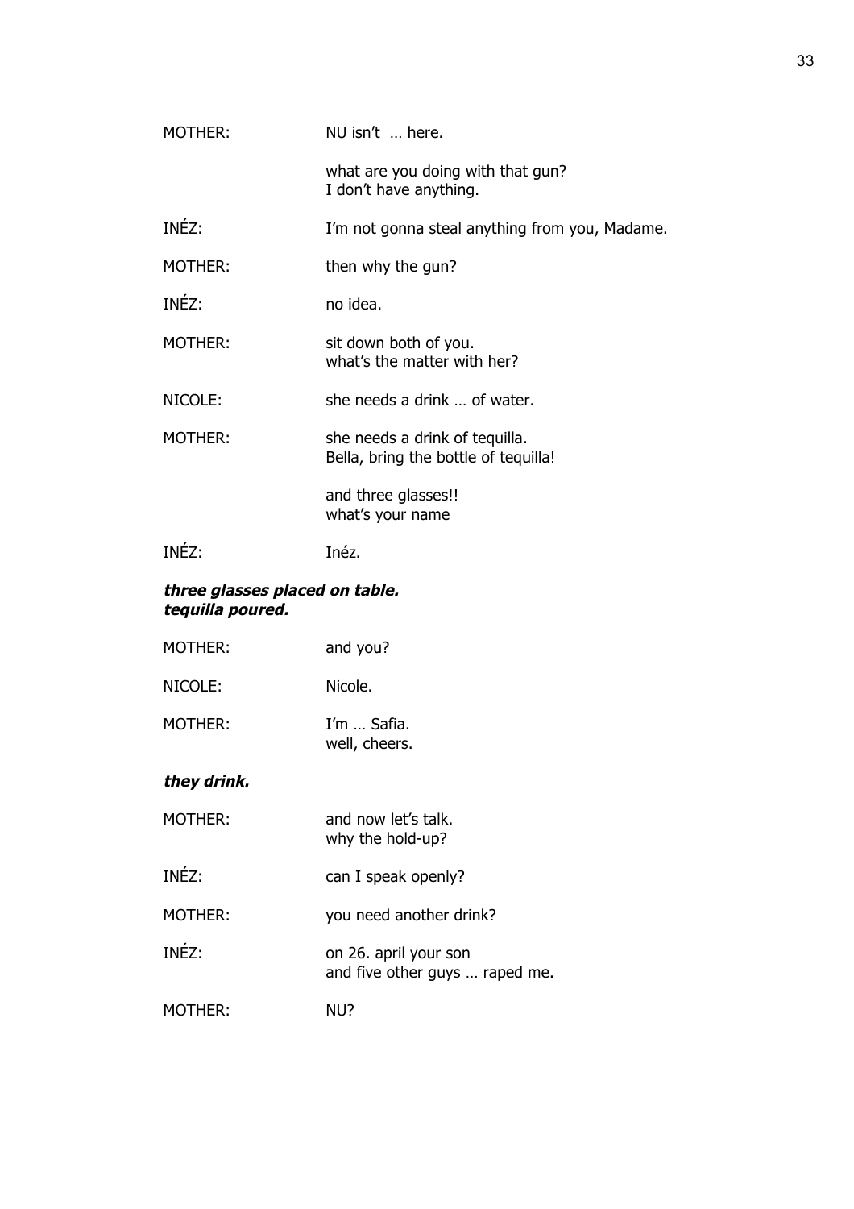MOTHER: NU isn't … here.

what are you doing with that gun?
I don't have anything.

INÉZ: I'm not gonna steal anything from you, Madame.

MOTHER: then why the gun?

INÉZ: no idea.

MOTHER: sit down both of you.
what's the matter with her?

NICOLE: she needs a drink … of water.

MOTHER: she needs a drink of tequilla.
Bella, bring the bottle of tequilla!

and three glasses!!
what's your name

INÉZ: Inéz.

***three glasses placed on table.***
***tequilla poured.***

MOTHER: and you?

NICOLE: Nicole.

MOTHER: I'm … Safia.
well, cheers.

***they drink.***

MOTHER: and now let's talk.
why the hold-up?

INÉZ: can I speak openly?

MOTHER: you need another drink?

INÉZ: on 26. april your son
and five other guys … raped me.

MOTHER: NU?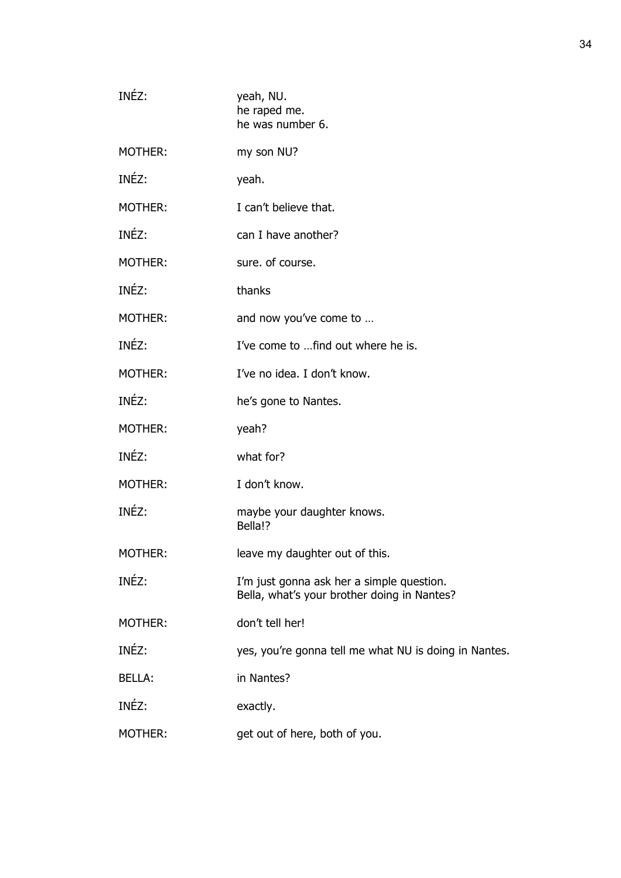INÉZ: yeah, NU.
he raped me.
he was number 6.

MOTHER: my son NU?

INÉZ: yeah.

MOTHER: I can't believe that.

INÉZ: can I have another?

MOTHER: sure. of course.

INÉZ: thanks

MOTHER: and now you've come to …

INÉZ: I've come to …find out where he is.

MOTHER: I've no idea. I don't know.

INÉZ: he's gone to Nantes.

MOTHER: yeah?

INÉZ: what for?

MOTHER: I don't know.

INÉZ: maybe your daughter knows.
Bella!?

MOTHER: leave my daughter out of this.

INÉZ: I'm just gonna ask her a simple question.
Bella, what's your brother doing in Nantes?

MOTHER: don't tell her!

INÉZ: yes, you're gonna tell me what NU is doing in Nantes.

BELLA: in Nantes?

INÉZ: exactly.

MOTHER: get out of here, both of you.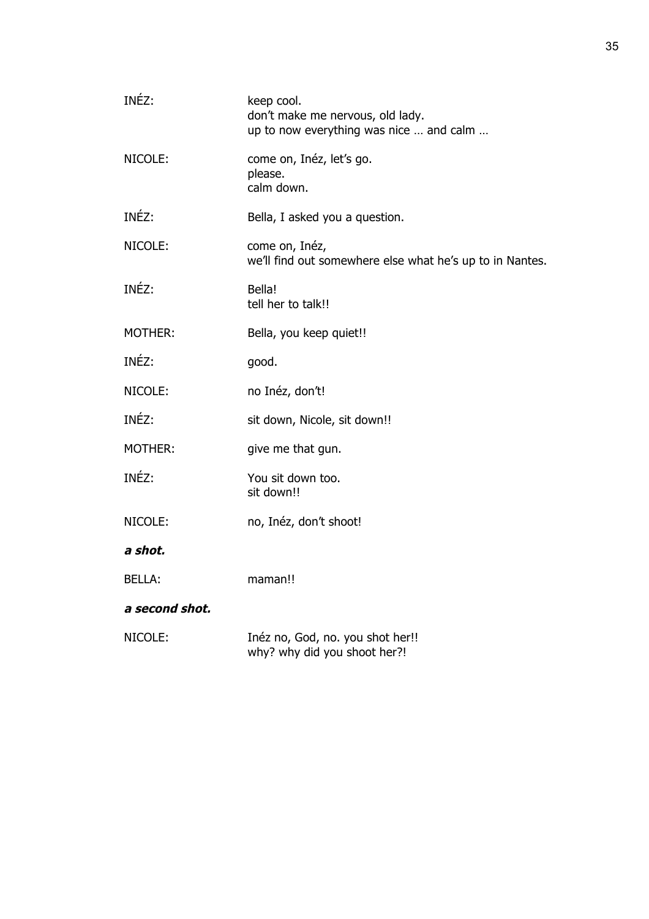INÉZ: keep cool.
don't make me nervous, old lady.
up to now everything was nice … and calm …

NICOLE: come on, Inéz, let's go.
please.
calm down.

INÉZ: Bella, I asked you a question.

NICOLE: come on, Inéz,
we'll find out somewhere else what he's up to in Nantes.

INÉZ: Bella!
tell her to talk!!

MOTHER: Bella, you keep quiet!!

INÉZ: good.

NICOLE: no Inéz, don't!

INÉZ: sit down, Nicole, sit down!!

MOTHER: give me that gun.

INÉZ: You sit down too.
sit down!!

NICOLE: no, Inéz, don't shoot!

***a shot.***

BELLA: maman!!

***a second shot.***

NICOLE: Inéz no, God, no. you shot her!!
why? why did you shoot her?!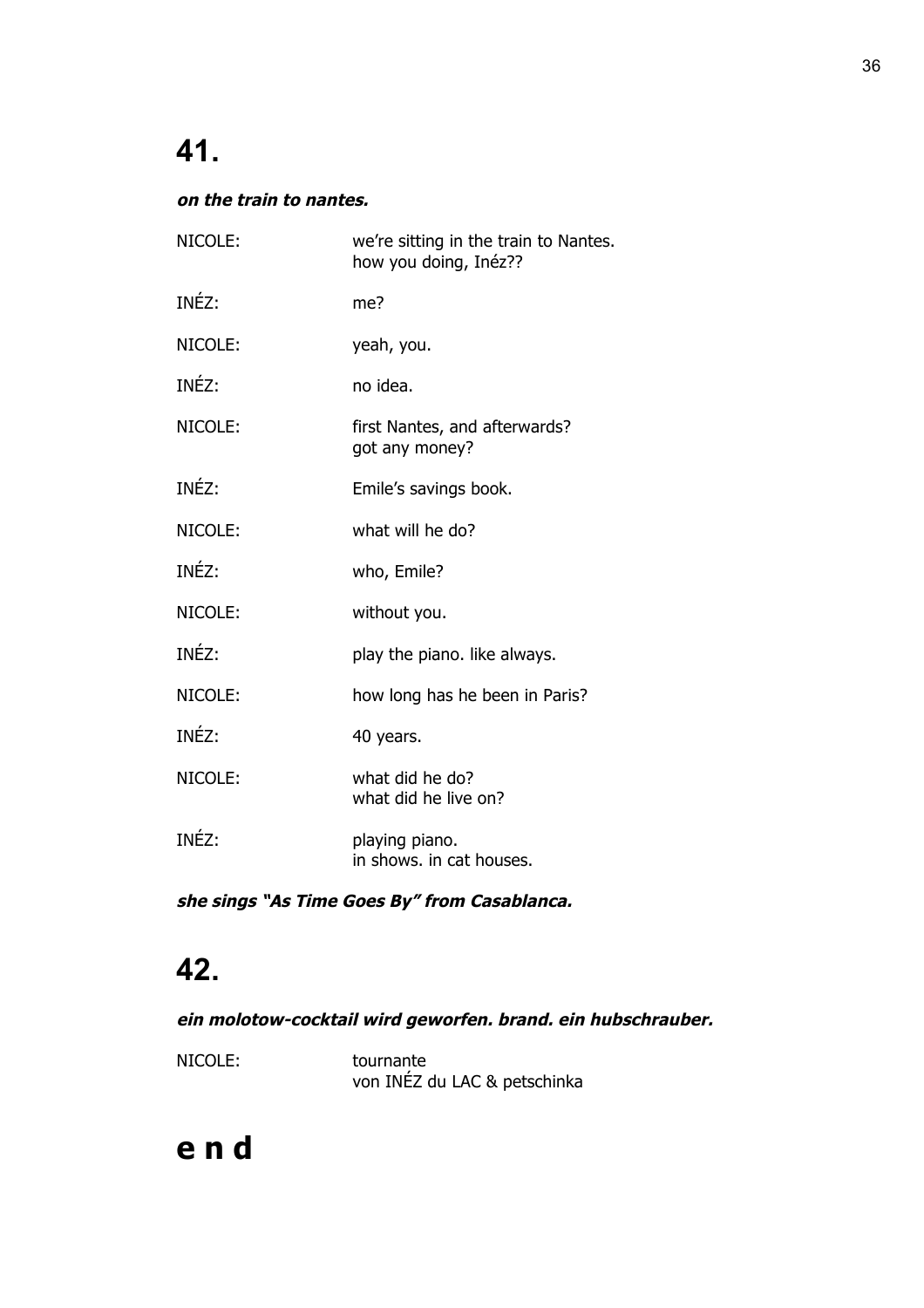# 41.

***on the train to nantes.***

| | |
|---|---|
| NICOLE: | we're sitting in the train to Nantes.<br>how you doing, Inéz?? |
| INÉZ: | me? |
| NICOLE: | yeah, you. |
| INÉZ: | no idea. |
| NICOLE: | first Nantes, and afterwards?<br>got any money? |
| INÉZ: | Emile's savings book. |
| NICOLE: | what will he do? |
| INÉZ: | who, Emile? |
| NICOLE: | without you. |
| INÉZ: | play the piano. like always. |
| NICOLE: | how long has he been in Paris? |
| INÉZ: | 40 years. |
| NICOLE: | what did he do?<br>what did he live on? |
| INÉZ: | playing piano.<br>in shows. in cat houses. |

***she sings "As Time Goes By" from Casablanca.***

# 42.

***ein molotow-cocktail wird geworfen. brand. ein hubschrauber.***

| | |
|---|---|
| NICOLE: | tournante<br>von INÉZ du LAC & petschinka |

# e n d